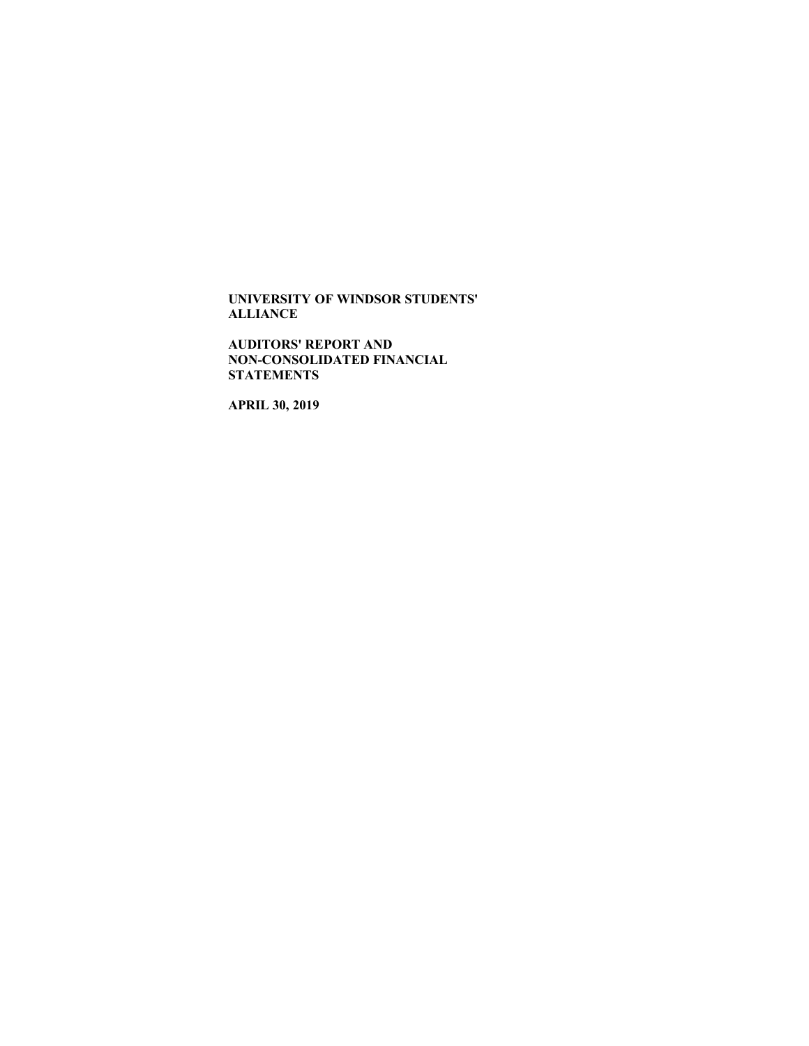**UNIVERSITY OF WINDSOR STUDENTS' ALLIANCE**

**AUDITORS' REPORT AND NON-CONSOLIDATED FINANCIAL STATEMENTS**

**APRIL 30, 2019**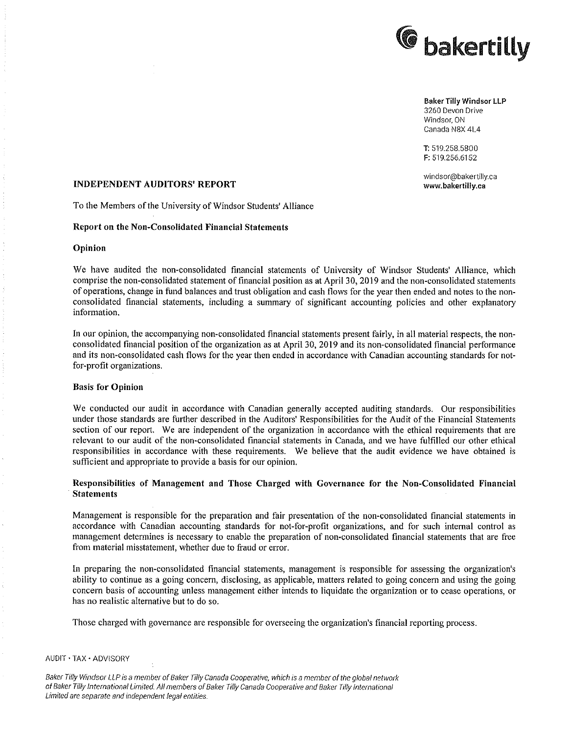**bakertilly**

**Baker Tilly Windsor LLP**
3260 Devon Drive
Windsor, ON
Canada N8X 4L4

T: 519.258.5800
F: 519.256.6152

windsor@bakertilly.ca
**www.bakertilly.ca**

## INDEPENDENT AUDITORS' REPORT

To the Members of the University of Windsor Students' Alliance

### Report on the Non-Consolidated Financial Statements

### Opinion

We have audited the non-consolidated financial statements of University of Windsor Students' Alliance, which comprise the non-consolidated statement of financial position as at April 30, 2019 and the non-consolidated statements of operations, change in fund balances and trust obligation and cash flows for the year then ended and notes to the non-consolidated financial statements, including a summary of significant accounting policies and other explanatory information.

In our opinion, the accompanying non-consolidated financial statements present fairly, in all material respects, the non-consolidated financial position of the organization as at April 30, 2019 and its non-consolidated financial performance and its non-consolidated cash flows for the year then ended in accordance with Canadian accounting standards for not-for-profit organizations.

### Basis for Opinion

We conducted our audit in accordance with Canadian generally accepted auditing standards. Our responsibilities under those standards are further described in the Auditors' Responsibilities for the Audit of the Financial Statements section of our report. We are independent of the organization in accordance with the ethical requirements that are relevant to our audit of the non-consolidated financial statements in Canada, and we have fulfilled our other ethical responsibilities in accordance with these requirements. We believe that the audit evidence we have obtained is sufficient and appropriate to provide a basis for our opinion.

### Responsibilities of Management and Those Charged with Governance for the Non-Consolidated Financial Statements

Management is responsible for the preparation and fair presentation of the non-consolidated financial statements in accordance with Canadian accounting standards for not-for-profit organizations, and for such internal control as management determines is necessary to enable the preparation of non-consolidated financial statements that are free from material misstatement, whether due to fraud or error.

In preparing the non-consolidated financial statements, management is responsible for assessing the organization's ability to continue as a going concern, disclosing, as applicable, matters related to going concern and using the going concern basis of accounting unless management either intends to liquidate the organization or to cease operations, or has no realistic alternative but to do so.

Those charged with governance are responsible for overseeing the organization's financial reporting process.

AUDIT • TAX • ADVISORY

*Baker Tilly Windsor LLP is a member of Baker Tilly Canada Cooperative, which is a member of the global network of Baker Tilly International Limited. All members of Baker Tilly Canada Cooperative and Baker Tilly International Limited are separate and independent legal entities.*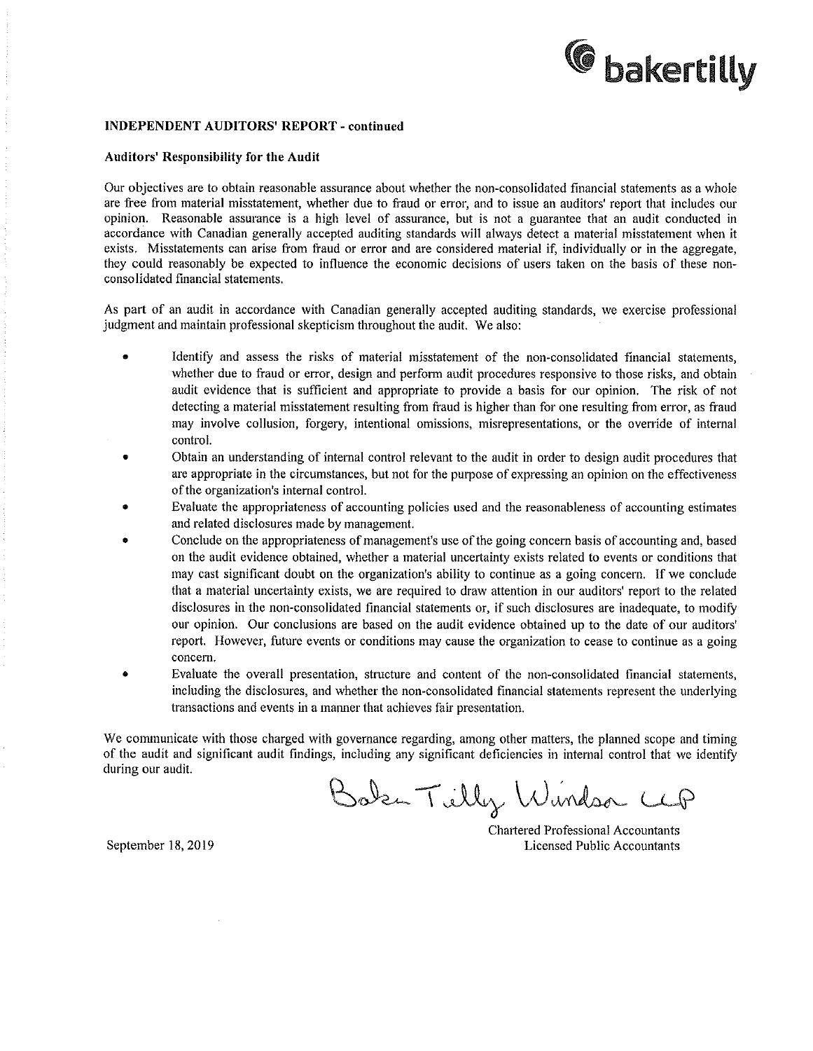**INDEPENDENT AUDITORS' REPORT - continued**

**Auditors' Responsibility for the Audit**

Our objectives are to obtain reasonable assurance about whether the non-consolidated financial statements as a whole are free from material misstatement, whether due to fraud or error, and to issue an auditors' report that includes our opinion. Reasonable assurance is a high level of assurance, but is not a guarantee that an audit conducted in accordance with Canadian generally accepted auditing standards will always detect a material misstatement when it exists. Misstatements can arise from fraud or error and are considered material if, individually or in the aggregate, they could reasonably be expected to influence the economic decisions of users taken on the basis of these non-consolidated financial statements.

As part of an audit in accordance with Canadian generally accepted auditing standards, we exercise professional judgment and maintain professional skepticism throughout the audit. We also:

- Identify and assess the risks of material misstatement of the non-consolidated financial statements, whether due to fraud or error, design and perform audit procedures responsive to those risks, and obtain audit evidence that is sufficient and appropriate to provide a basis for our opinion. The risk of not detecting a material misstatement resulting from fraud is higher than for one resulting from error, as fraud may involve collusion, forgery, intentional omissions, misrepresentations, or the override of internal control.
- Obtain an understanding of internal control relevant to the audit in order to design audit procedures that are appropriate in the circumstances, but not for the purpose of expressing an opinion on the effectiveness of the organization's internal control.
- Evaluate the appropriateness of accounting policies used and the reasonableness of accounting estimates and related disclosures made by management.
- Conclude on the appropriateness of management's use of the going concern basis of accounting and, based on the audit evidence obtained, whether a material uncertainty exists related to events or conditions that may cast significant doubt on the organization's ability to continue as a going concern. If we conclude that a material uncertainty exists, we are required to draw attention in our auditors' report to the related disclosures in the non-consolidated financial statements or, if such disclosures are inadequate, to modify our opinion. Our conclusions are based on the audit evidence obtained up to the date of our auditors' report. However, future events or conditions may cause the organization to cease to continue as a going concern.
- Evaluate the overall presentation, structure and content of the non-consolidated financial statements, including the disclosures, and whether the non-consolidated financial statements represent the underlying transactions and events in a manner that achieves fair presentation.

We communicate with those charged with governance regarding, among other matters, the planned scope and timing of the audit and significant audit findings, including any significant deficiencies in internal control that we identify during our audit.

Baker Tilly Windsor LLP

Chartered Professional Accountants
Licensed Public Accountants

September 18, 2019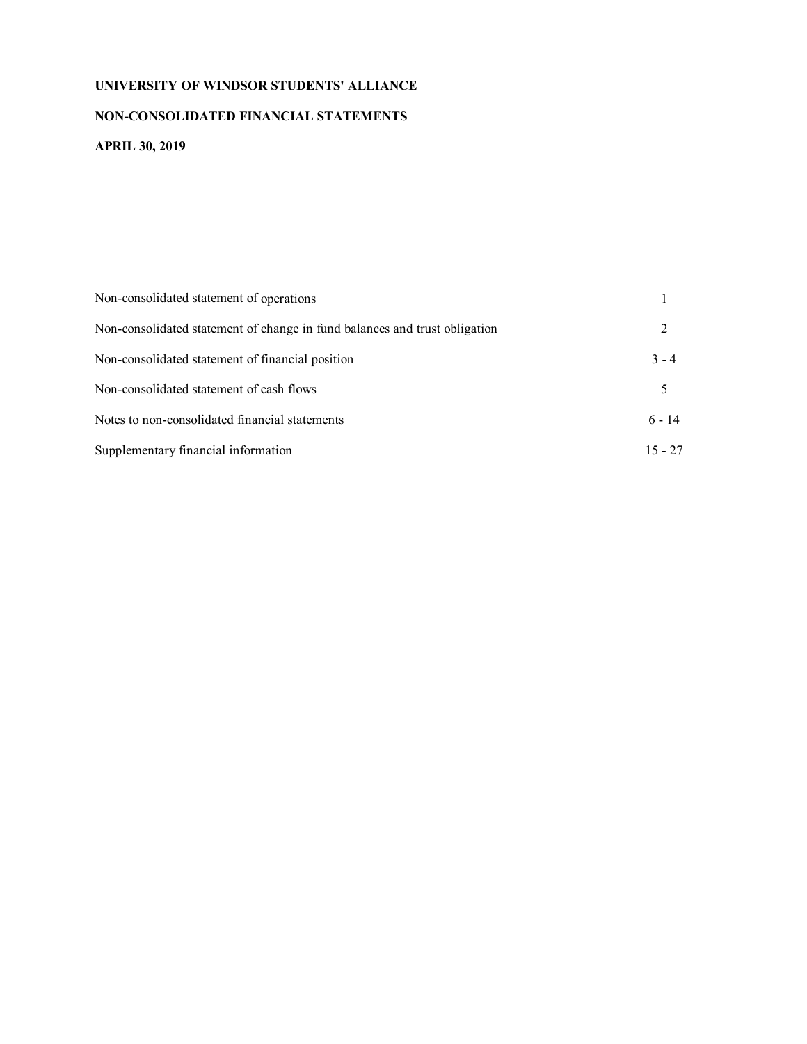**UNIVERSITY OF WINDSOR STUDENTS' ALLIANCE**

**NON-CONSOLIDATED FINANCIAL STATEMENTS**

**APRIL 30, 2019**

| | |
|---|---|
| Non-consolidated statement of operations | 1 |
| Non-consolidated statement of change in fund balances and trust obligation | 2 |
| Non-consolidated statement of financial position | 3 - 4 |
| Non-consolidated statement of cash flows | 5 |
| Notes to non-consolidated financial statements | 6 - 14 |
| Supplementary financial information | 15 - 27 |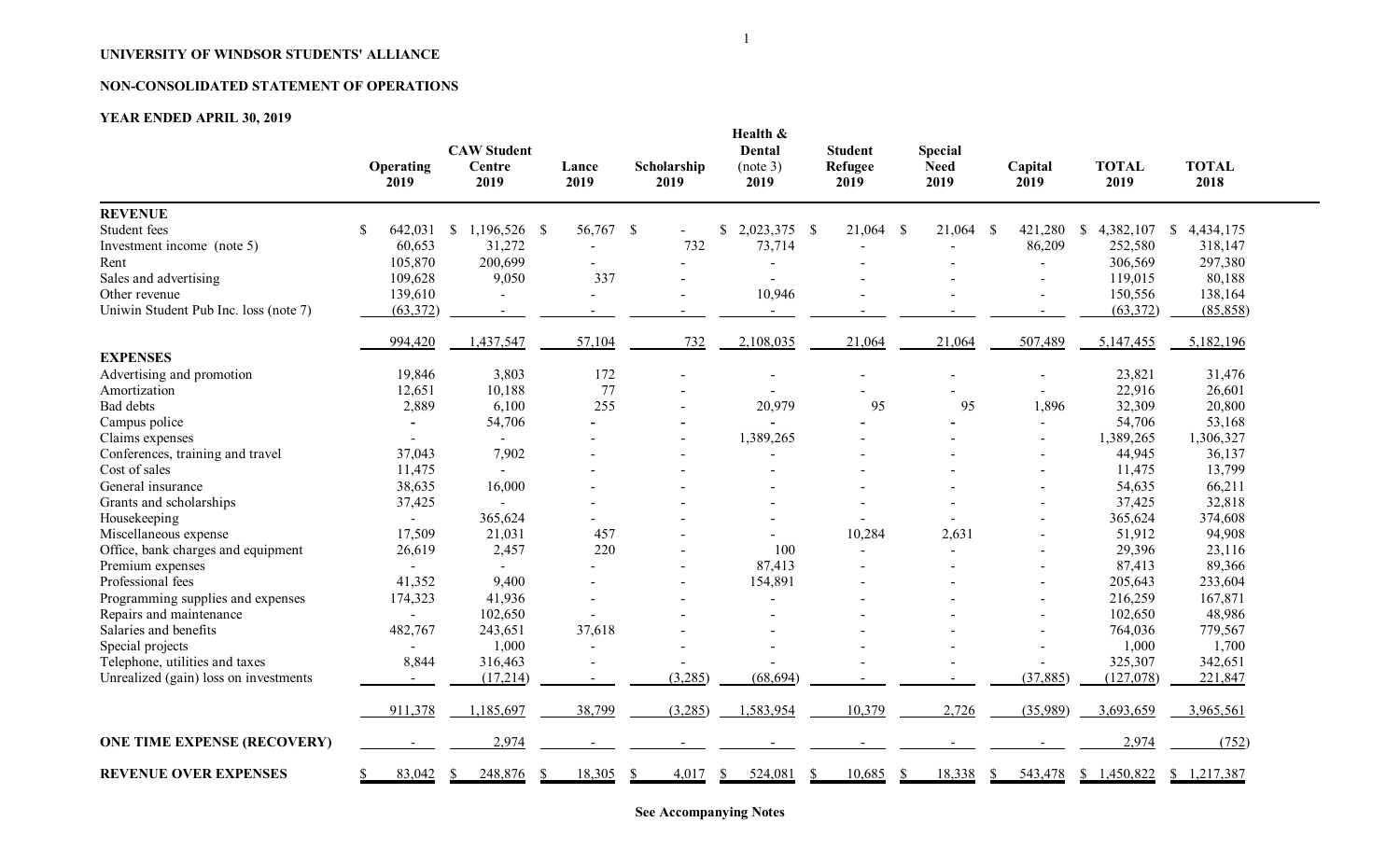**UNIVERSITY OF WINDSOR STUDENTS' ALLIANCE**

**NON-CONSOLIDATED STATEMENT OF OPERATIONS**

**YEAR ENDED APRIL 30, 2019**

| | Operating 2019 | CAW Student Centre 2019 | Lance 2019 | Scholarship 2019 | Health & Dental (note 3) 2019 | Student Refugee 2019 | Special Need 2019 | Capital 2019 | TOTAL 2019 | TOTAL 2018 |
|---|---|---|---|---|---|---|---|---|---|---|
| **REVENUE** | | | | | | | | | | |
| Student fees | $ 642,031 | $ 1,196,526 | $ 56,767 | $ - | $ 2,023,375 | $ 21,064 | $ 21,064 | $ 421,280 | $ 4,382,107 | $ 4,434,175 |
| Investment income (note 5) | 60,653 | 31,272 | - | 732 | 73,714 | - | - | 86,209 | 252,580 | 318,147 |
| Rent | 105,870 | 200,699 | - | - | - | - | - | - | 306,569 | 297,380 |
| Sales and advertising | 109,628 | 9,050 | 337 | - | - | - | - | - | 119,015 | 80,188 |
| Other revenue | 139,610 | - | - | - | 10,946 | - | - | - | 150,556 | 138,164 |
| Uniwin Student Pub Inc. loss (note 7) | (63,372) | - | - | - | - | - | - | - | (63,372) | (85,858) |
| | 994,420 | 1,437,547 | 57,104 | 732 | 2,108,035 | 21,064 | 21,064 | 507,489 | 5,147,455 | 5,182,196 |
| **EXPENSES** | | | | | | | | | | |
| Advertising and promotion | 19,846 | 3,803 | 172 | - | - | - | - | - | 23,821 | 31,476 |
| Amortization | 12,651 | 10,188 | 77 | - | - | - | - | - | 22,916 | 26,601 |
| Bad debts | 2,889 | 6,100 | 255 | - | 20,979 | 95 | 95 | 1,896 | 32,309 | 20,800 |
| Campus police | - | 54,706 | - | - | - | - | - | - | 54,706 | 53,168 |
| Claims expenses | - | - | - | - | 1,389,265 | - | - | - | 1,389,265 | 1,306,327 |
| Conferences, training and travel | 37,043 | 7,902 | - | - | - | - | - | - | 44,945 | 36,137 |
| Cost of sales | 11,475 | - | - | - | - | - | - | - | 11,475 | 13,799 |
| General insurance | 38,635 | 16,000 | - | - | - | - | - | - | 54,635 | 66,211 |
| Grants and scholarships | 37,425 | - | - | - | - | - | - | - | 37,425 | 32,818 |
| Housekeeping | - | 365,624 | - | - | - | - | - | - | 365,624 | 374,608 |
| Miscellaneous expense | 17,509 | 21,031 | 457 | - | - | 10,284 | 2,631 | - | 51,912 | 94,908 |
| Office, bank charges and equipment | 26,619 | 2,457 | 220 | - | 100 | - | - | - | 29,396 | 23,116 |
| Premium expenses | - | - | - | - | 87,413 | - | - | - | 87,413 | 89,366 |
| Professional fees | 41,352 | 9,400 | - | - | 154,891 | - | - | - | 205,643 | 233,604 |
| Programming supplies and expenses | 174,323 | 41,936 | - | - | - | - | - | - | 216,259 | 167,871 |
| Repairs and maintenance | - | 102,650 | - | - | - | - | - | - | 102,650 | 48,986 |
| Salaries and benefits | 482,767 | 243,651 | 37,618 | - | - | - | - | - | 764,036 | 779,567 |
| Special projects | - | 1,000 | - | - | - | - | - | - | 1,000 | 1,700 |
| Telephone, utilities and taxes | 8,844 | 316,463 | - | - | - | - | - | - | 325,307 | 342,651 |
| Unrealized (gain) loss on investments | - | (17,214) | - | (3,285) | (68,694) | - | - | (37,885) | (127,078) | 221,847 |
| | 911,378 | 1,185,697 | 38,799 | (3,285) | 1,583,954 | 10,379 | 2,726 | (35,989) | 3,693,659 | 3,965,561 |
| **ONE TIME EXPENSE (RECOVERY)** | - | 2,974 | - | - | - | - | - | - | 2,974 | (752) |
| **REVENUE OVER EXPENSES** | $ 83,042 | $ 248,876 | $ 18,305 | $ 4,017 | $ 524,081 | $ 10,685 | $ 18,338 | $ 543,478 | $ 1,450,822 | $ 1,217,387 |

**See Accompanying Notes**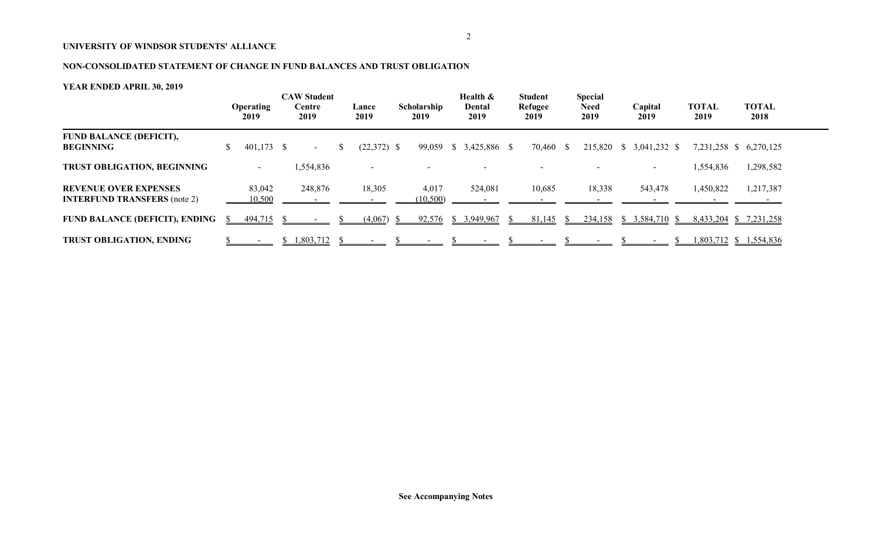**UNIVERSITY OF WINDSOR STUDENTS' ALLIANCE**

**NON-CONSOLIDATED STATEMENT OF CHANGE IN FUND BALANCES AND TRUST OBLIGATION**

**YEAR ENDED APRIL 30, 2019**

| | Operating 2019 | CAW Student Centre 2019 | Lance 2019 | Scholarship 2019 | Health & Dental 2019 | Student Refugee 2019 | Special Need 2019 | Capital 2019 | TOTAL 2019 | TOTAL 2018 |
|---|---|---|---|---|---|---|---|---|---|---|
| **FUND BALANCE (DEFICIT), BEGINNING** | $ 401,173 | $ - | $ (22,372) | $ 99,059 | $ 3,425,886 | $ 70,460 | $ 215,820 | $ 3,041,232 | $ 7,231,258 | $ 6,270,125 |
| **TRUST OBLIGATION, BEGINNING** | - | 1,554,836 | - | - | - | - | - | - | 1,554,836 | 1,298,582 |
| **REVENUE OVER EXPENSES** | 83,042 | 248,876 | 18,305 | 4,017 | 524,081 | 10,685 | 18,338 | 543,478 | 1,450,822 | 1,217,387 |
| **INTERFUND TRANSFERS** (note 2) | 10,500 | - | - | (10,500) | - | - | - | - | - | - |
| **FUND BALANCE (DEFICIT), ENDING** | $ 494,715 | $ - | $ (4,067) | $ 92,576 | $ 3,949,967 | $ 81,145 | $ 234,158 | $ 3,584,710 | $ 8,433,204 | $ 7,231,258 |
| **TRUST OBLIGATION, ENDING** | $ - | $ 1,803,712 | $ - | $ - | $ - | $ - | $ - | $ - | $ 1,803,712 | $ 1,554,836 |

**See Accompanying Notes**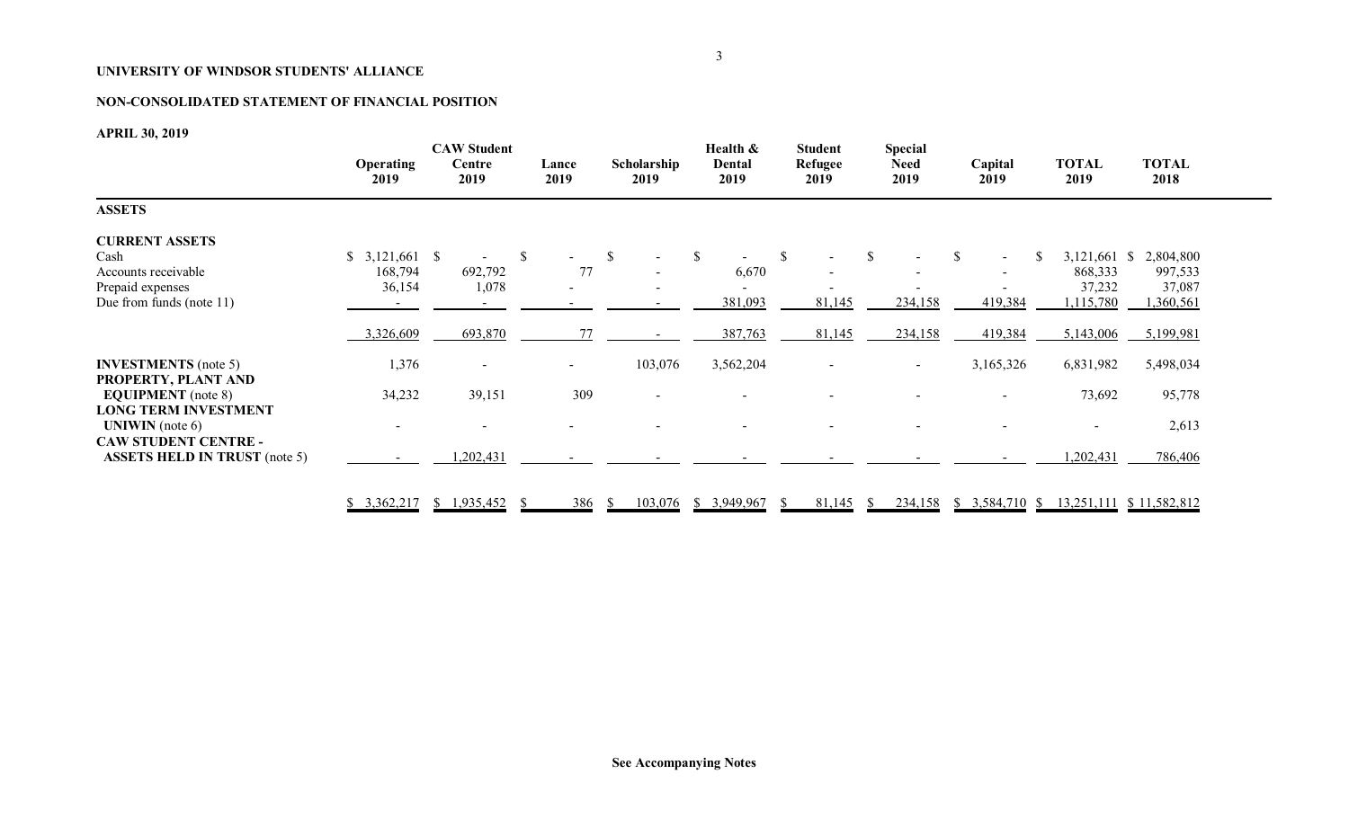**UNIVERSITY OF WINDSOR STUDENTS' ALLIANCE**

**NON-CONSOLIDATED STATEMENT OF FINANCIAL POSITION**

**APRIL 30, 2019**

| | Operating 2019 | CAW Student Centre 2019 | Lance 2019 | Scholarship 2019 | Health & Dental 2019 | Student Refugee 2019 | Special Need 2019 | Capital 2019 | TOTAL 2019 | TOTAL 2018 |
|---|---|---|---|---|---|---|---|---|---|---|
| **ASSETS** | | | | | | | | | | |
| **CURRENT ASSETS** | | | | | | | | | | |
| Cash | $ 3,121,661 | $ - | $ - | $ - | $ - | $ - | $ - | $ - | $ 3,121,661 | $ 2,804,800 |
| Accounts receivable | 168,794 | 692,792 | 77 | - | 6,670 | - | - | - | 868,333 | 997,533 |
| Prepaid expenses | 36,154 | 1,078 | - | - | - | - | - | - | 37,232 | 37,087 |
| Due from funds (note 11) | - | - | - | - | 381,093 | 81,145 | 234,158 | 419,384 | 1,115,780 | 1,360,561 |
| | 3,326,609 | 693,870 | 77 | - | 387,763 | 81,145 | 234,158 | 419,384 | 5,143,006 | 5,199,981 |
| **INVESTMENTS** (note 5) | 1,376 | - | - | 103,076 | 3,562,204 | - | - | 3,165,326 | 6,831,982 | 5,498,034 |
| **PROPERTY, PLANT AND EQUIPMENT** (note 8) | 34,232 | 39,151 | 309 | - | - | - | - | - | 73,692 | 95,778 |
| **LONG TERM INVESTMENT UNIWIN** (note 6) | - | - | - | - | - | - | - | - | - | 2,613 |
| **CAW STUDENT CENTRE - ASSETS HELD IN TRUST** (note 5) | - | 1,202,431 | - | - | - | - | - | - | 1,202,431 | 786,406 |
| | $ 3,362,217 | $ 1,935,452 | $ 386 | $ 103,076 | $ 3,949,967 | $ 81,145 | $ 234,158 | $ 3,584,710 | $ 13,251,111 | $ 11,582,812 |

**See Accompanying Notes**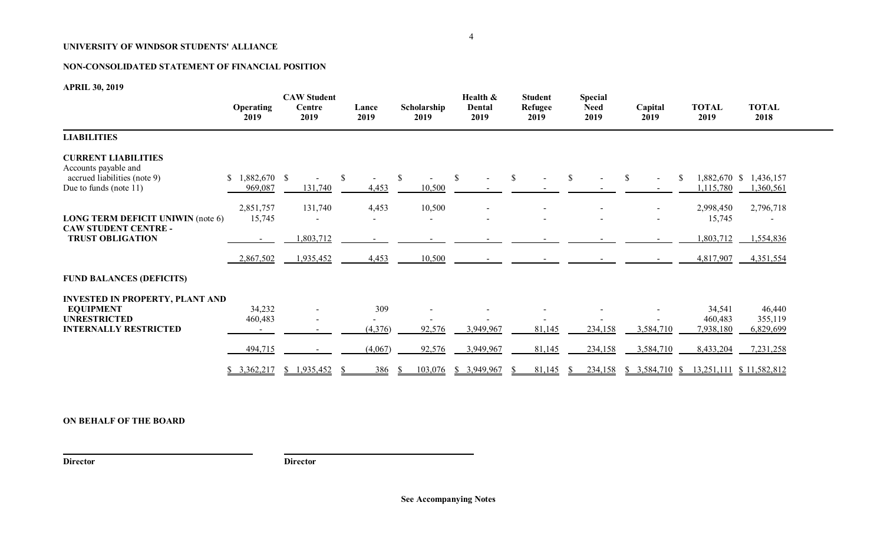**UNIVERSITY OF WINDSOR STUDENTS' ALLIANCE**

**NON-CONSOLIDATED STATEMENT OF FINANCIAL POSITION**

**APRIL 30, 2019**

| | Operating 2019 | CAW Student Centre 2019 | Lance 2019 | Scholarship 2019 | Health & Dental 2019 | Student Refugee 2019 | Special Need 2019 | Capital 2019 | TOTAL 2019 | TOTAL 2018 |
|---|---|---|---|---|---|---|---|---|---|---|
| **LIABILITIES** | | | | | | | | | | |
| **CURRENT LIABILITIES** | | | | | | | | | | |
| Accounts payable and accrued liabilities (note 9) | $ 1,882,670 | $ - | $ - | $ - | $ - | $ - | $ - | $ - | $ 1,882,670 | $ 1,436,157 |
| Due to funds (note 11) | 969,087 | 131,740 | 4,453 | 10,500 | - | - | - | - | 1,115,780 | 1,360,561 |
| | 2,851,757 | 131,740 | 4,453 | 10,500 | - | - | - | - | 2,998,450 | 2,796,718 |
| **LONG TERM DEFICIT UNIWIN** (note 6) | 15,745 | - | - | - | - | - | - | - | 15,745 | - |
| **CAW STUDENT CENTRE - TRUST OBLIGATION** | - | 1,803,712 | - | - | - | - | - | - | 1,803,712 | 1,554,836 |
| | 2,867,502 | 1,935,452 | 4,453 | 10,500 | - | - | - | - | 4,817,907 | 4,351,554 |
| **FUND BALANCES (DEFICITS)** | | | | | | | | | | |
| **INVESTED IN PROPERTY, PLANT AND EQUIPMENT** | 34,232 | - | 309 | - | - | - | - | - | 34,541 | 46,440 |
| **UNRESTRICTED** | 460,483 | - | - | - | - | - | - | - | 460,483 | 355,119 |
| **INTERNALLY RESTRICTED** | - | - | (4,376) | 92,576 | 3,949,967 | 81,145 | 234,158 | 3,584,710 | 7,938,180 | 6,829,699 |
| | 494,715 | - | (4,067) | 92,576 | 3,949,967 | 81,145 | 234,158 | 3,584,710 | 8,433,204 | 7,231,258 |
| | $ 3,362,217 | $ 1,935,452 | $ 386 | $ 103,076 | $ 3,949,967 | $ 81,145 | $ 234,158 | $ 3,584,710 | $ 13,251,111 | $ 11,582,812 |

**ON BEHALF OF THE BOARD**

**Director** **Director**

**See Accompanying Notes**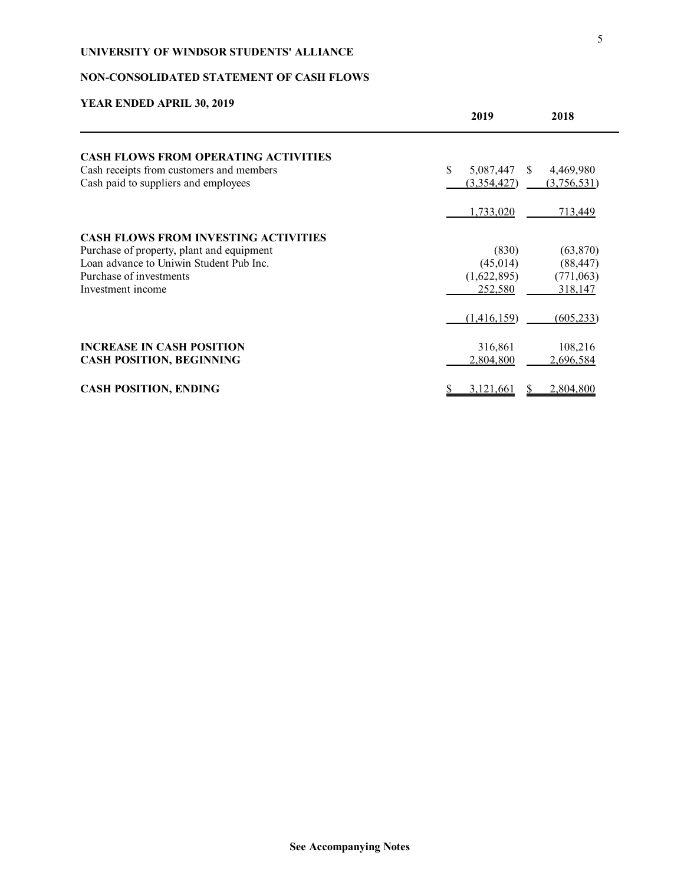**UNIVERSITY OF WINDSOR STUDENTS' ALLIANCE**

**NON-CONSOLIDATED STATEMENT OF CASH FLOWS**

**YEAR ENDED APRIL 30, 2019**

| | 2019 | 2018 |
|---|---|---|
| **CASH FLOWS FROM OPERATING ACTIVITIES** | | |
| Cash receipts from customers and members | $ 5,087,447 | $ 4,469,980 |
| Cash paid to suppliers and employees | (3,354,427) | (3,756,531) |
| | 1,733,020 | 713,449 |
| **CASH FLOWS FROM INVESTING ACTIVITIES** | | |
| Purchase of property, plant and equipment | (830) | (63,870) |
| Loan advance to Uniwin Student Pub Inc. | (45,014) | (88,447) |
| Purchase of investments | (1,622,895) | (771,063) |
| Investment income | 252,580 | 318,147 |
| | (1,416,159) | (605,233) |
| **INCREASE IN CASH POSITION** | 316,861 | 108,216 |
| **CASH POSITION, BEGINNING** | 2,804,800 | 2,696,584 |
| **CASH POSITION, ENDING** | $ 3,121,661 | $ 2,804,800 |

**See Accompanying Notes**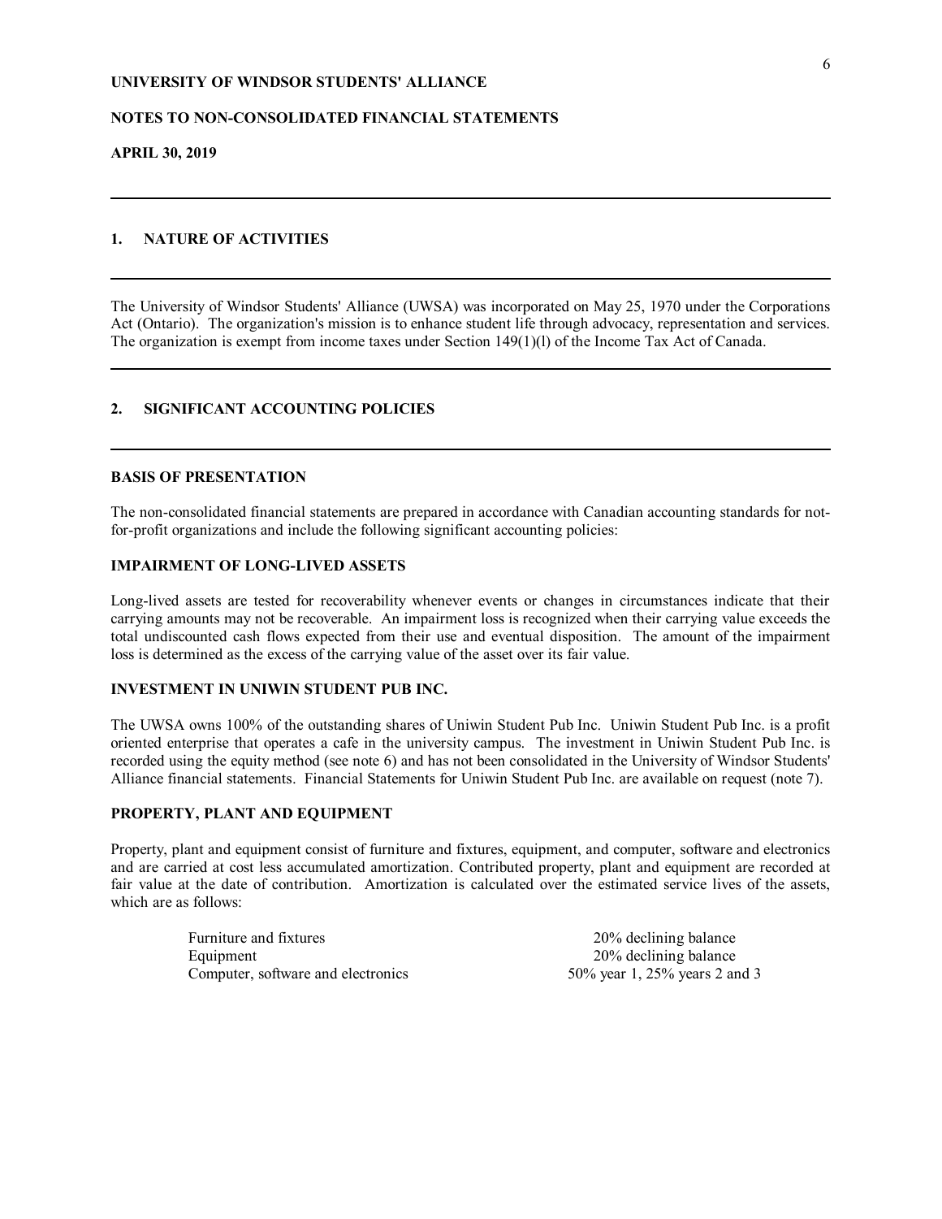**UNIVERSITY OF WINDSOR STUDENTS' ALLIANCE**

**NOTES TO NON-CONSOLIDATED FINANCIAL STATEMENTS**

**APRIL 30, 2019**

## 1. NATURE OF ACTIVITIES

The University of Windsor Students' Alliance (UWSA) was incorporated on May 25, 1970 under the Corporations Act (Ontario). The organization's mission is to enhance student life through advocacy, representation and services. The organization is exempt from income taxes under Section 149(1)(l) of the Income Tax Act of Canada.

## 2. SIGNIFICANT ACCOUNTING POLICIES

### BASIS OF PRESENTATION

The non-consolidated financial statements are prepared in accordance with Canadian accounting standards for not-for-profit organizations and include the following significant accounting policies:

### IMPAIRMENT OF LONG-LIVED ASSETS

Long-lived assets are tested for recoverability whenever events or changes in circumstances indicate that their carrying amounts may not be recoverable. An impairment loss is recognized when their carrying value exceeds the total undiscounted cash flows expected from their use and eventual disposition. The amount of the impairment loss is determined as the excess of the carrying value of the asset over its fair value.

### INVESTMENT IN UNIWIN STUDENT PUB INC.

The UWSA owns 100% of the outstanding shares of Uniwin Student Pub Inc. Uniwin Student Pub Inc. is a profit oriented enterprise that operates a cafe in the university campus. The investment in Uniwin Student Pub Inc. is recorded using the equity method (see note 6) and has not been consolidated in the University of Windsor Students' Alliance financial statements. Financial Statements for Uniwin Student Pub Inc. are available on request (note 7).

### PROPERTY, PLANT AND EQUIPMENT

Property, plant and equipment consist of furniture and fixtures, equipment, and computer, software and electronics and are carried at cost less accumulated amortization. Contributed property, plant and equipment are recorded at fair value at the date of contribution. Amortization is calculated over the estimated service lives of the assets, which are as follows:

| | |
|---|---|
| Furniture and fixtures | 20% declining balance |
| Equipment | 20% declining balance |
| Computer, software and electronics | 50% year 1, 25% years 2 and 3 |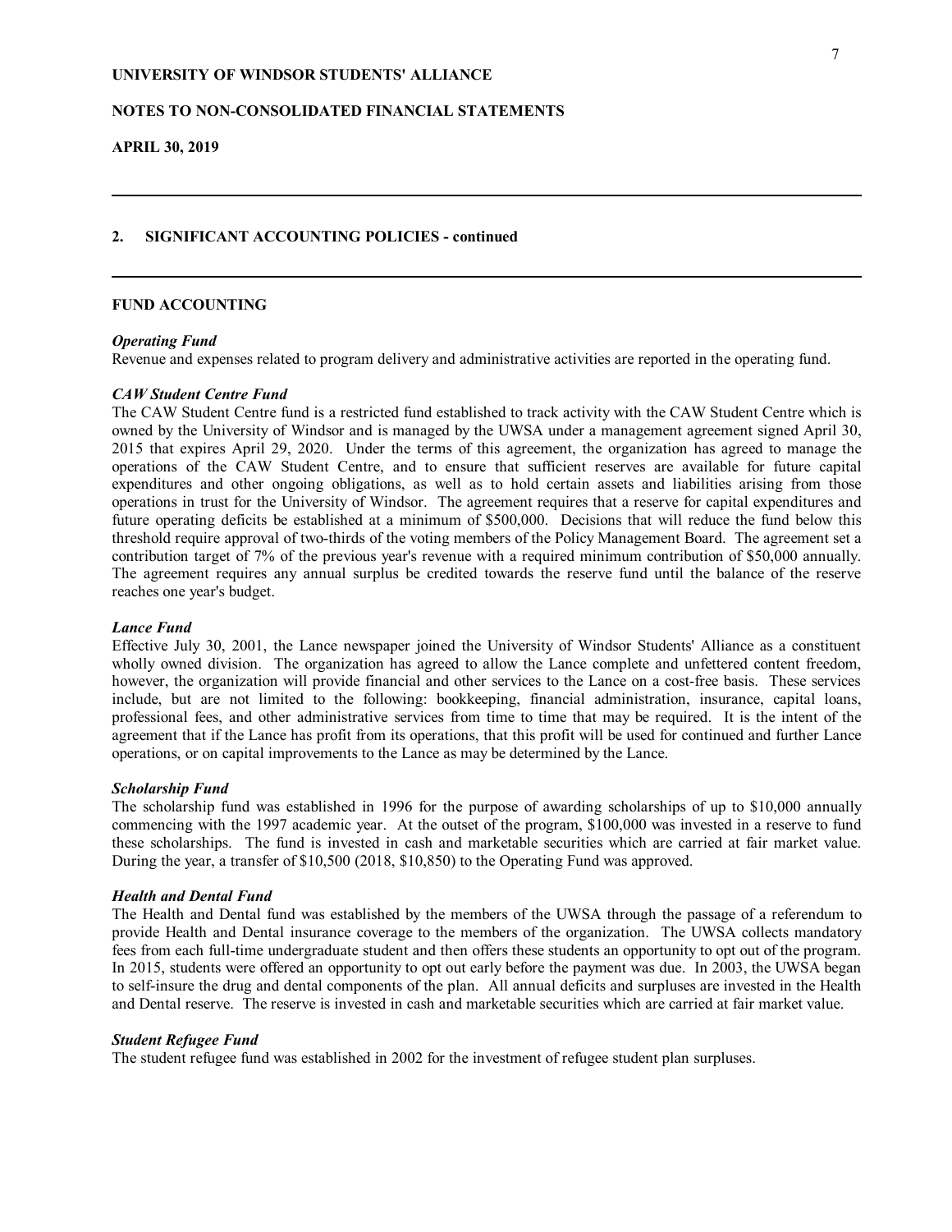## 2. SIGNIFICANT ACCOUNTING POLICIES - continued

### FUND ACCOUNTING

***Operating Fund***

Revenue and expenses related to program delivery and administrative activities are reported in the operating fund.

***CAW Student Centre Fund***

The CAW Student Centre fund is a restricted fund established to track activity with the CAW Student Centre which is owned by the University of Windsor and is managed by the UWSA under a management agreement signed April 30, 2015 that expires April 29, 2020. Under the terms of this agreement, the organization has agreed to manage the operations of the CAW Student Centre, and to ensure that sufficient reserves are available for future capital expenditures and other ongoing obligations, as well as to hold certain assets and liabilities arising from those operations in trust for the University of Windsor. The agreement requires that a reserve for capital expenditures and future operating deficits be established at a minimum of $500,000. Decisions that will reduce the fund below this threshold require approval of two-thirds of the voting members of the Policy Management Board. The agreement set a contribution target of 7% of the previous year's revenue with a required minimum contribution of $50,000 annually. The agreement requires any annual surplus be credited towards the reserve fund until the balance of the reserve reaches one year's budget.

***Lance Fund***

Effective July 30, 2001, the Lance newspaper joined the University of Windsor Students' Alliance as a constituent wholly owned division. The organization has agreed to allow the Lance complete and unfettered content freedom, however, the organization will provide financial and other services to the Lance on a cost-free basis. These services include, but are not limited to the following: bookkeeping, financial administration, insurance, capital loans, professional fees, and other administrative services from time to time that may be required. It is the intent of the agreement that if the Lance has profit from its operations, that this profit will be used for continued and further Lance operations, or on capital improvements to the Lance as may be determined by the Lance.

***Scholarship Fund***

The scholarship fund was established in 1996 for the purpose of awarding scholarships of up to $10,000 annually commencing with the 1997 academic year. At the outset of the program, $100,000 was invested in a reserve to fund these scholarships. The fund is invested in cash and marketable securities which are carried at fair market value. During the year, a transfer of $10,500 (2018, $10,850) to the Operating Fund was approved.

***Health and Dental Fund***

The Health and Dental fund was established by the members of the UWSA through the passage of a referendum to provide Health and Dental insurance coverage to the members of the organization. The UWSA collects mandatory fees from each full-time undergraduate student and then offers these students an opportunity to opt out of the program. In 2015, students were offered an opportunity to opt out early before the payment was due. In 2003, the UWSA began to self-insure the drug and dental components of the plan. All annual deficits and surpluses are invested in the Health and Dental reserve. The reserve is invested in cash and marketable securities which are carried at fair market value.

***Student Refugee Fund***

The student refugee fund was established in 2002 for the investment of refugee student plan surpluses.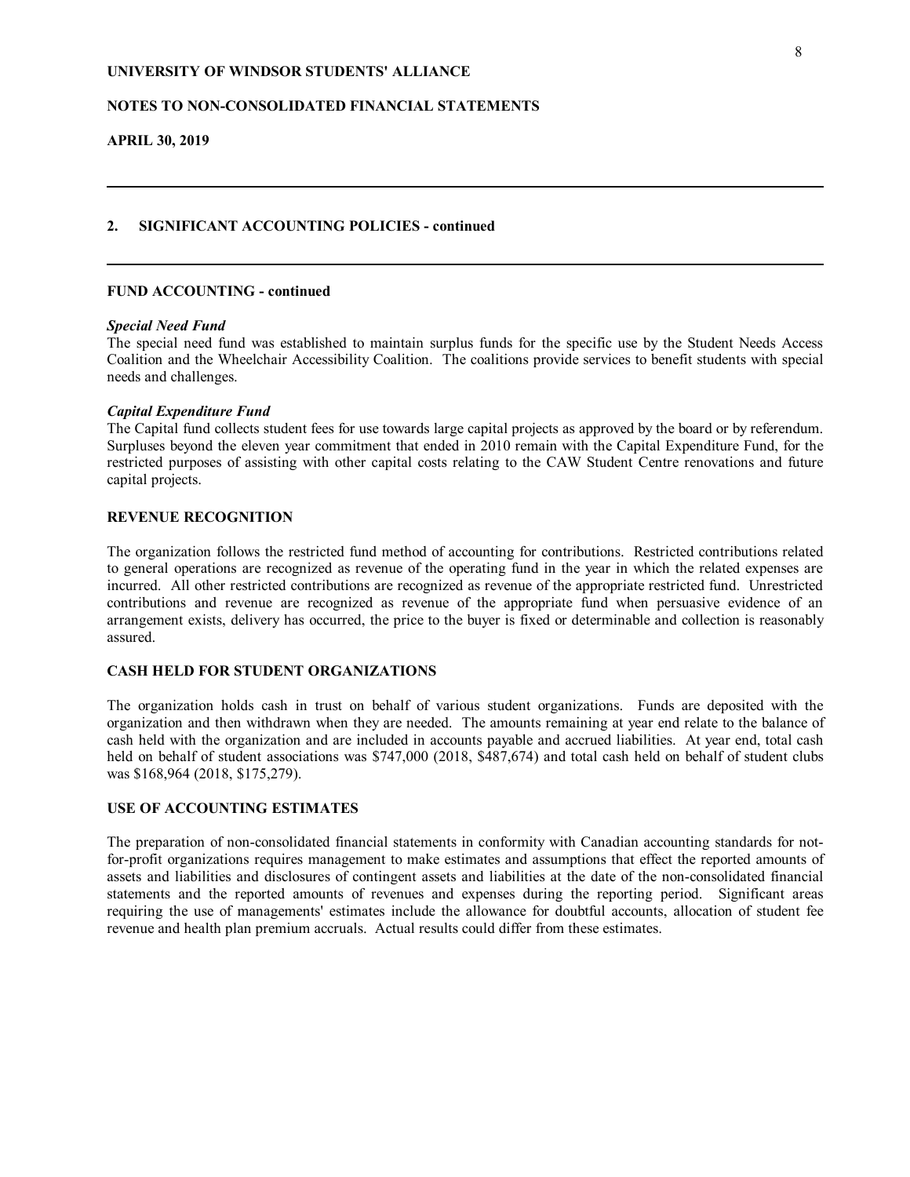**UNIVERSITY OF WINDSOR STUDENTS' ALLIANCE**

**NOTES TO NON-CONSOLIDATED FINANCIAL STATEMENTS**

**APRIL 30, 2019**

## 2. SIGNIFICANT ACCOUNTING POLICIES - continued

### FUND ACCOUNTING - continued

***Special Need Fund***

The special need fund was established to maintain surplus funds for the specific use by the Student Needs Access Coalition and the Wheelchair Accessibility Coalition. The coalitions provide services to benefit students with special needs and challenges.

***Capital Expenditure Fund***

The Capital fund collects student fees for use towards large capital projects as approved by the board or by referendum. Surpluses beyond the eleven year commitment that ended in 2010 remain with the Capital Expenditure Fund, for the restricted purposes of assisting with other capital costs relating to the CAW Student Centre renovations and future capital projects.

### REVENUE RECOGNITION

The organization follows the restricted fund method of accounting for contributions. Restricted contributions related to general operations are recognized as revenue of the operating fund in the year in which the related expenses are incurred. All other restricted contributions are recognized as revenue of the appropriate restricted fund. Unrestricted contributions and revenue are recognized as revenue of the appropriate fund when persuasive evidence of an arrangement exists, delivery has occurred, the price to the buyer is fixed or determinable and collection is reasonably assured.

### CASH HELD FOR STUDENT ORGANIZATIONS

The organization holds cash in trust on behalf of various student organizations. Funds are deposited with the organization and then withdrawn when they are needed. The amounts remaining at year end relate to the balance of cash held with the organization and are included in accounts payable and accrued liabilities. At year end, total cash held on behalf of student associations was $747,000 (2018, $487,674) and total cash held on behalf of student clubs was $168,964 (2018, $175,279).

### USE OF ACCOUNTING ESTIMATES

The preparation of non-consolidated financial statements in conformity with Canadian accounting standards for not-for-profit organizations requires management to make estimates and assumptions that effect the reported amounts of assets and liabilities and disclosures of contingent assets and liabilities at the date of the non-consolidated financial statements and the reported amounts of revenues and expenses during the reporting period. Significant areas requiring the use of managements' estimates include the allowance for doubtful accounts, allocation of student fee revenue and health plan premium accruals. Actual results could differ from these estimates.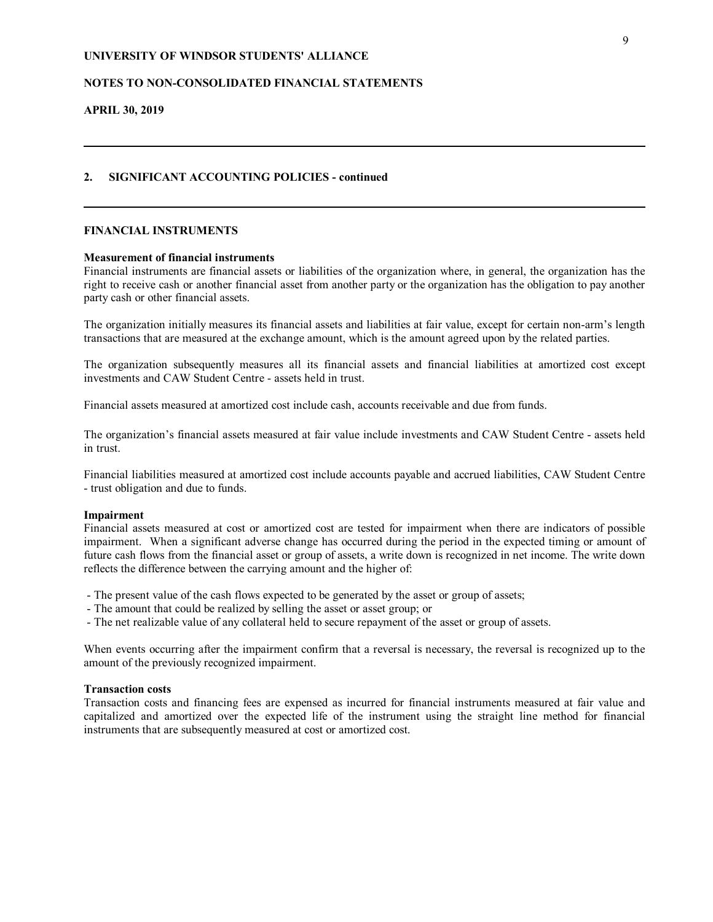## 2. SIGNIFICANT ACCOUNTING POLICIES - continued

### FINANCIAL INSTRUMENTS

**Measurement of financial instruments**

Financial instruments are financial assets or liabilities of the organization where, in general, the organization has the right to receive cash or another financial asset from another party or the organization has the obligation to pay another party cash or other financial assets.

The organization initially measures its financial assets and liabilities at fair value, except for certain non-arm's length transactions that are measured at the exchange amount, which is the amount agreed upon by the related parties.

The organization subsequently measures all its financial assets and financial liabilities at amortized cost except investments and CAW Student Centre - assets held in trust.

Financial assets measured at amortized cost include cash, accounts receivable and due from funds.

The organization's financial assets measured at fair value include investments and CAW Student Centre - assets held in trust.

Financial liabilities measured at amortized cost include accounts payable and accrued liabilities, CAW Student Centre - trust obligation and due to funds.

**Impairment**

Financial assets measured at cost or amortized cost are tested for impairment when there are indicators of possible impairment. When a significant adverse change has occurred during the period in the expected timing or amount of future cash flows from the financial asset or group of assets, a write down is recognized in net income. The write down reflects the difference between the carrying amount and the higher of:

- The present value of the cash flows expected to be generated by the asset or group of assets;
- The amount that could be realized by selling the asset or asset group; or
- The net realizable value of any collateral held to secure repayment of the asset or group of assets.

When events occurring after the impairment confirm that a reversal is necessary, the reversal is recognized up to the amount of the previously recognized impairment.

**Transaction costs**

Transaction costs and financing fees are expensed as incurred for financial instruments measured at fair value and capitalized and amortized over the expected life of the instrument using the straight line method for financial instruments that are subsequently measured at cost or amortized cost.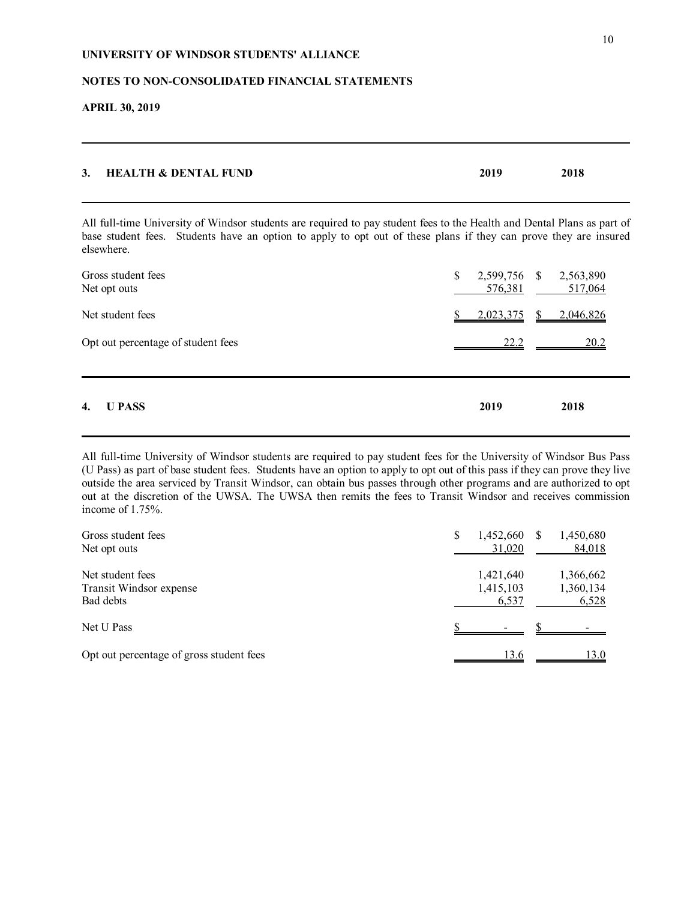**UNIVERSITY OF WINDSOR STUDENTS' ALLIANCE**

**NOTES TO NON-CONSOLIDATED FINANCIAL STATEMENTS**

**APRIL 30, 2019**

## 3. HEALTH & DENTAL FUND

All full-time University of Windsor students are required to pay student fees to the Health and Dental Plans as part of base student fees. Students have an option to apply to opt out of these plans if they can prove they are insured elsewhere.

| | 2019 | 2018 |
|---|---|---|
| Gross student fees | $ 2,599,756 | $ 2,563,890 |
| Net opt outs | 576,381 | 517,064 |
| Net student fees | $ 2,023,375 | $ 2,046,826 |
| Opt out percentage of student fees | 22.2 | 20.2 |

## 4. U PASS

All full-time University of Windsor students are required to pay student fees for the University of Windsor Bus Pass (U Pass) as part of base student fees. Students have an option to apply to opt out of this pass if they can prove they live outside the area serviced by Transit Windsor, can obtain bus passes through other programs and are authorized to opt out at the discretion of the UWSA. The UWSA then remits the fees to Transit Windsor and receives commission income of 1.75%.

| | 2019 | 2018 |
|---|---|---|
| Gross student fees | $ 1,452,660 | $ 1,450,680 |
| Net opt outs | 31,020 | 84,018 |
| Net student fees | 1,421,640 | 1,366,662 |
| Transit Windsor expense | 1,415,103 | 1,360,134 |
| Bad debts | 6,537 | 6,528 |
| Net U Pass | $ - | $ - |
| Opt out percentage of gross student fees | 13.6 | 13.0 |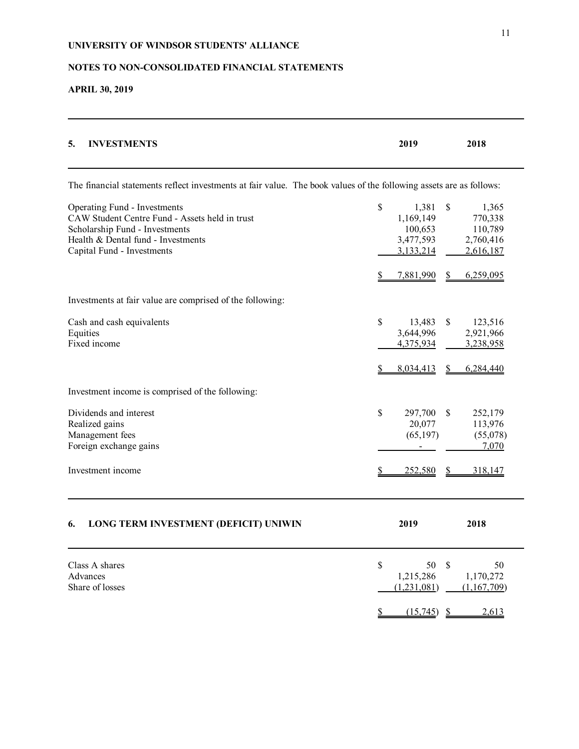**UNIVERSITY OF WINDSOR STUDENTS' ALLIANCE**

**NOTES TO NON-CONSOLIDATED FINANCIAL STATEMENTS**

**APRIL 30, 2019**

## 5. INVESTMENTS

The financial statements reflect investments at fair value. The book values of the following assets are as follows:

| | 2019 | 2018 |
|---|---|---|
| Operating Fund - Investments | $ 1,381 | $ 1,365 |
| CAW Student Centre Fund - Assets held in trust | 1,169,149 | 770,338 |
| Scholarship Fund - Investments | 100,653 | 110,789 |
| Health & Dental fund - Investments | 3,477,593 | 2,760,416 |
| Capital Fund - Investments | 3,133,214 | 2,616,187 |
| | $ 7,881,990 | $ 6,259,095 |

Investments at fair value are comprised of the following:

| | 2019 | 2018 |
|---|---|---|
| Cash and cash equivalents | $ 13,483 | $ 123,516 |
| Equities | 3,644,996 | 2,921,966 |
| Fixed income | 4,375,934 | 3,238,958 |
| | $ 8,034,413 | $ 6,284,440 |

Investment income is comprised of the following:

| | 2019 | 2018 |
|---|---|---|
| Dividends and interest | $ 297,700 | $ 252,179 |
| Realized gains | 20,077 | 113,976 |
| Management fees | (65,197) | (55,078) |
| Foreign exchange gains | - | 7,070 |
| Investment income | $ 252,580 | $ 318,147 |

## 6. LONG TERM INVESTMENT (DEFICIT) UNIWIN

| | 2019 | 2018 |
|---|---|---|
| Class A shares | $ 50 | $ 50 |
| Advances | 1,215,286 | 1,170,272 |
| Share of losses | (1,231,081) | (1,167,709) |
| | $ (15,745) | $ 2,613 |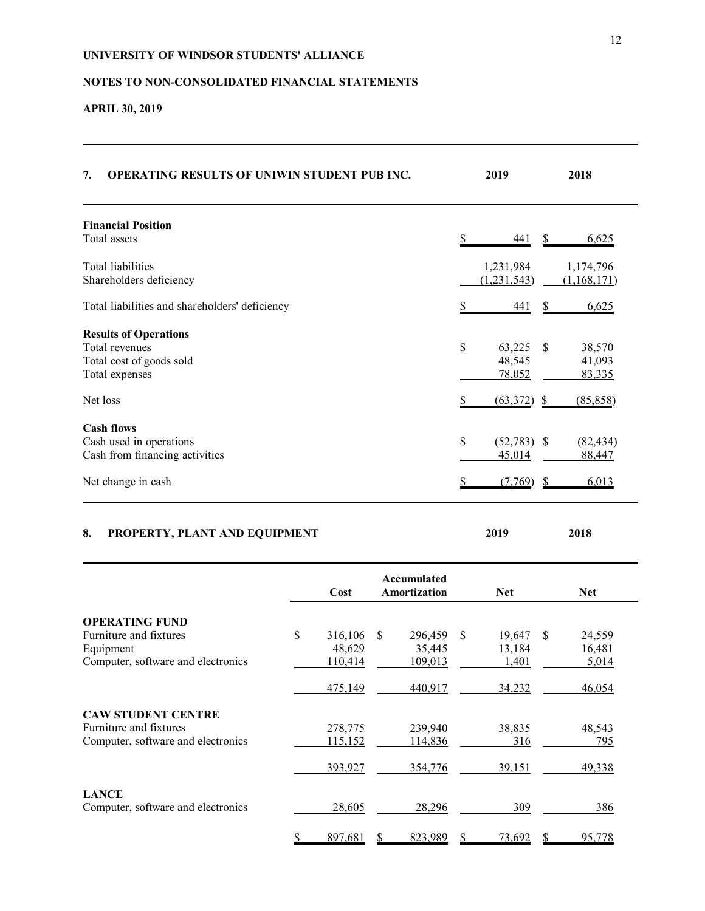**UNIVERSITY OF WINDSOR STUDENTS' ALLIANCE**

**NOTES TO NON-CONSOLIDATED FINANCIAL STATEMENTS**

**APRIL 30, 2019**

## 7. OPERATING RESULTS OF UNIWIN STUDENT PUB INC.

| | 2019 | 2018 |
|---|---|---|
| **Financial Position** | | |
| Total assets | $ 441 | $ 6,625 |
| Total liabilities | 1,231,984 | 1,174,796 |
| Shareholders deficiency | (1,231,543) | (1,168,171) |
| Total liabilities and shareholders' deficiency | $ 441 | $ 6,625 |
| **Results of Operations** | | |
| Total revenues | $ 63,225 | $ 38,570 |
| Total cost of goods sold | 48,545 | 41,093 |
| Total expenses | 78,052 | 83,335 |
| Net loss | $ (63,372) | $ (85,858) |
| **Cash flows** | | |
| Cash used in operations | $ (52,783) | $ (82,434) |
| Cash from financing activities | 45,014 | 88,447 |
| Net change in cash | $ (7,769) | $ 6,013 |

## 8. PROPERTY, PLANT AND EQUIPMENT

| | Cost | Accumulated Amortization | 2019 Net | 2018 Net |
|---|---|---|---|---|
| **OPERATING FUND** | | | | |
| Furniture and fixtures | $ 316,106 | $ 296,459 | $ 19,647 | $ 24,559 |
| Equipment | 48,629 | 35,445 | 13,184 | 16,481 |
| Computer, software and electronics | 110,414 | 109,013 | 1,401 | 5,014 |
| | 475,149 | 440,917 | 34,232 | 46,054 |
| **CAW STUDENT CENTRE** | | | | |
| Furniture and fixtures | 278,775 | 239,940 | 38,835 | 48,543 |
| Computer, software and electronics | 115,152 | 114,836 | 316 | 795 |
| | 393,927 | 354,776 | 39,151 | 49,338 |
| **LANCE** | | | | |
| Computer, software and electronics | 28,605 | 28,296 | 309 | 386 |
| | $ 897,681 | $ 823,989 | $ 73,692 | $ 95,778 |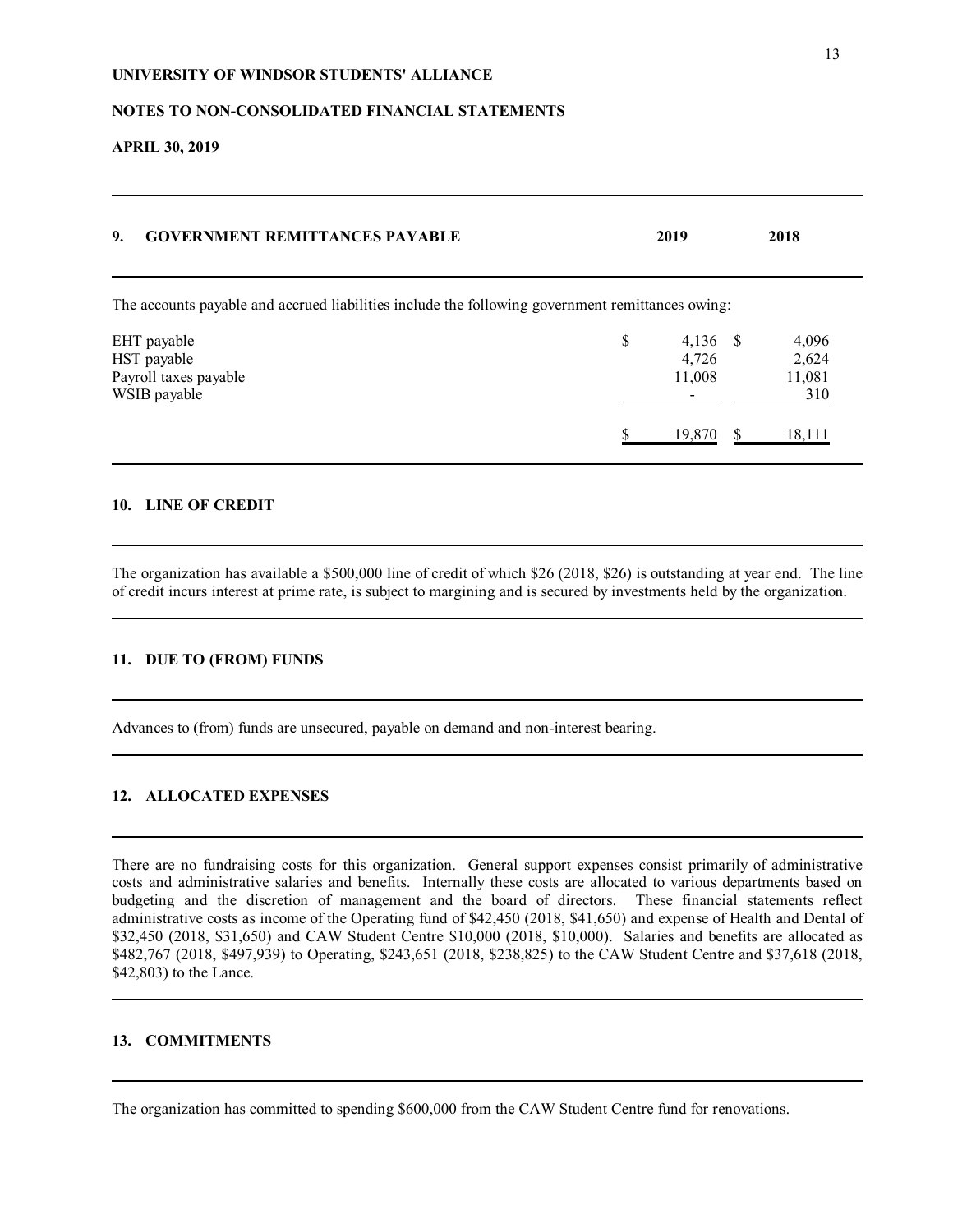**UNIVERSITY OF WINDSOR STUDENTS' ALLIANCE**

**NOTES TO NON-CONSOLIDATED FINANCIAL STATEMENTS**

**APRIL 30, 2019**

## 9. GOVERNMENT REMITTANCES PAYABLE

The accounts payable and accrued liabilities include the following government remittances owing:

| | 2019 | 2018 |
|---|---|---|
| EHT payable | $ 4,136 | $ 4,096 |
| HST payable | 4,726 | 2,624 |
| Payroll taxes payable | 11,008 | 11,081 |
| WSIB payable | - | 310 |
| | $ 19,870 | $ 18,111 |

## 10. LINE OF CREDIT

The organization has available a $500,000 line of credit of which $26 (2018, $26) is outstanding at year end. The line of credit incurs interest at prime rate, is subject to margining and is secured by investments held by the organization.

## 11. DUE TO (FROM) FUNDS

Advances to (from) funds are unsecured, payable on demand and non-interest bearing.

## 12. ALLOCATED EXPENSES

There are no fundraising costs for this organization. General support expenses consist primarily of administrative costs and administrative salaries and benefits. Internally these costs are allocated to various departments based on budgeting and the discretion of management and the board of directors. These financial statements reflect administrative costs as income of the Operating fund of $42,450 (2018, $41,650) and expense of Health and Dental of $32,450 (2018, $31,650) and CAW Student Centre $10,000 (2018, $10,000). Salaries and benefits are allocated as $482,767 (2018, $497,939) to Operating, $243,651 (2018, $238,825) to the CAW Student Centre and $37,618 (2018, $42,803) to the Lance.

## 13. COMMITMENTS

The organization has committed to spending $600,000 from the CAW Student Centre fund for renovations.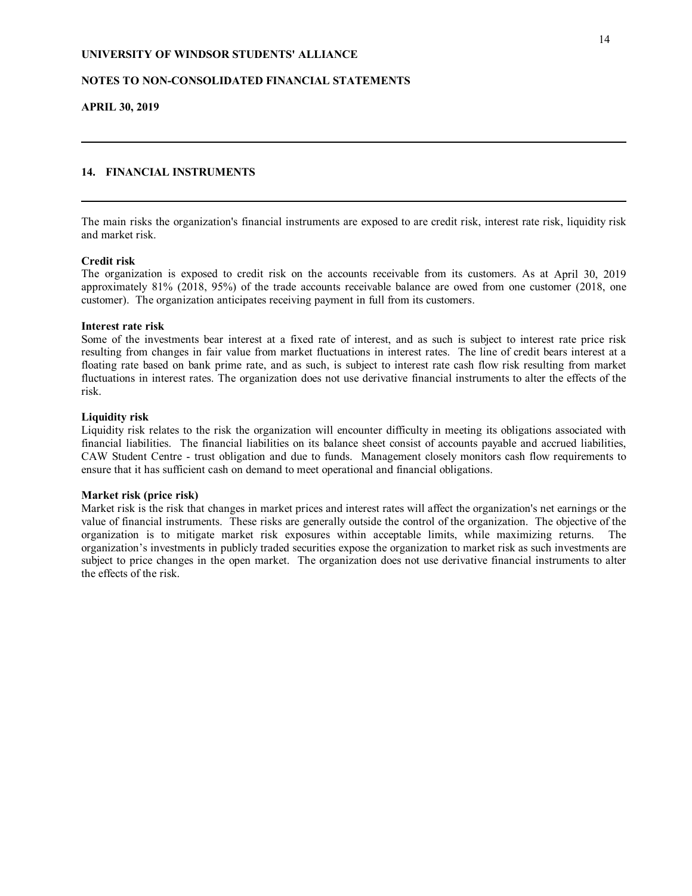**UNIVERSITY OF WINDSOR STUDENTS' ALLIANCE**

**NOTES TO NON-CONSOLIDATED FINANCIAL STATEMENTS**

**APRIL 30, 2019**

## 14. FINANCIAL INSTRUMENTS

The main risks the organization's financial instruments are exposed to are credit risk, interest rate risk, liquidity risk and market risk.

**Credit risk**

The organization is exposed to credit risk on the accounts receivable from its customers. As at April 30, 2019 approximately 81% (2018, 95%) of the trade accounts receivable balance are owed from one customer (2018, one customer). The organization anticipates receiving payment in full from its customers.

**Interest rate risk**

Some of the investments bear interest at a fixed rate of interest, and as such is subject to interest rate price risk resulting from changes in fair value from market fluctuations in interest rates. The line of credit bears interest at a floating rate based on bank prime rate, and as such, is subject to interest rate cash flow risk resulting from market fluctuations in interest rates. The organization does not use derivative financial instruments to alter the effects of the risk.

**Liquidity risk**

Liquidity risk relates to the risk the organization will encounter difficulty in meeting its obligations associated with financial liabilities. The financial liabilities on its balance sheet consist of accounts payable and accrued liabilities, CAW Student Centre - trust obligation and due to funds. Management closely monitors cash flow requirements to ensure that it has sufficient cash on demand to meet operational and financial obligations.

**Market risk (price risk)**

Market risk is the risk that changes in market prices and interest rates will affect the organization's net earnings or the value of financial instruments. These risks are generally outside the control of the organization. The objective of the organization is to mitigate market risk exposures within acceptable limits, while maximizing returns. The organization's investments in publicly traded securities expose the organization to market risk as such investments are subject to price changes in the open market. The organization does not use derivative financial instruments to alter the effects of the risk.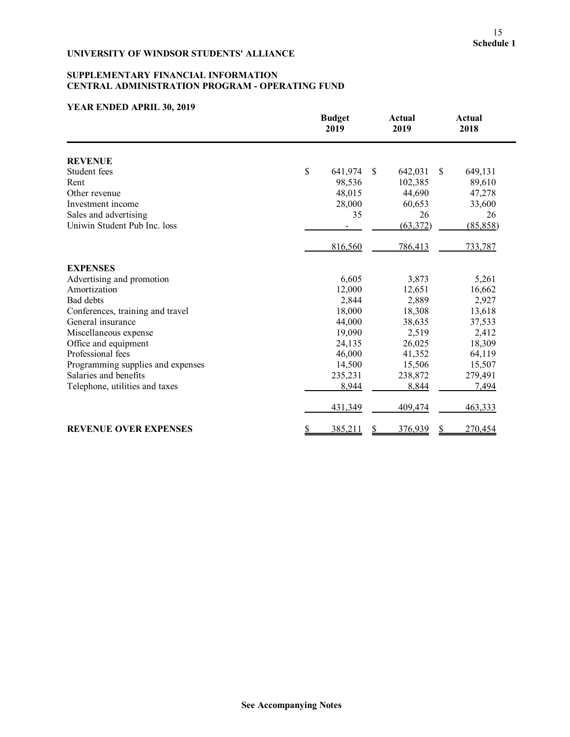**Schedule 1**

**UNIVERSITY OF WINDSOR STUDENTS' ALLIANCE**

**SUPPLEMENTARY FINANCIAL INFORMATION**
**CENTRAL ADMINISTRATION PROGRAM - OPERATING FUND**

**YEAR ENDED APRIL 30, 2019**

| | Budget 2019 | Actual 2019 | Actual 2018 |
|---|---|---|---|
| **REVENUE** | | | |
| Student fees | $ 641,974 | $ 642,031 | $ 649,131 |
| Rent | 98,536 | 102,385 | 89,610 |
| Other revenue | 48,015 | 44,690 | 47,278 |
| Investment income | 28,000 | 60,653 | 33,600 |
| Sales and advertising | 35 | 26 | 26 |
| Uniwin Student Pub Inc. loss | - | (63,372) | (85,858) |
| | 816,560 | 786,413 | 733,787 |
| **EXPENSES** | | | |
| Advertising and promotion | 6,605 | 3,873 | 5,261 |
| Amortization | 12,000 | 12,651 | 16,662 |
| Bad debts | 2,844 | 2,889 | 2,927 |
| Conferences, training and travel | 18,000 | 18,308 | 13,618 |
| General insurance | 44,000 | 38,635 | 37,533 |
| Miscellaneous expense | 19,090 | 2,519 | 2,412 |
| Office and equipment | 24,135 | 26,025 | 18,309 |
| Professional fees | 46,000 | 41,352 | 64,119 |
| Programming supplies and expenses | 14,500 | 15,506 | 15,507 |
| Salaries and benefits | 235,231 | 238,872 | 279,491 |
| Telephone, utilities and taxes | 8,944 | 8,844 | 7,494 |
| | 431,349 | 409,474 | 463,333 |
| **REVENUE OVER EXPENSES** | $ 385,211 | $ 376,939 | $ 270,454 |

**See Accompanying Notes**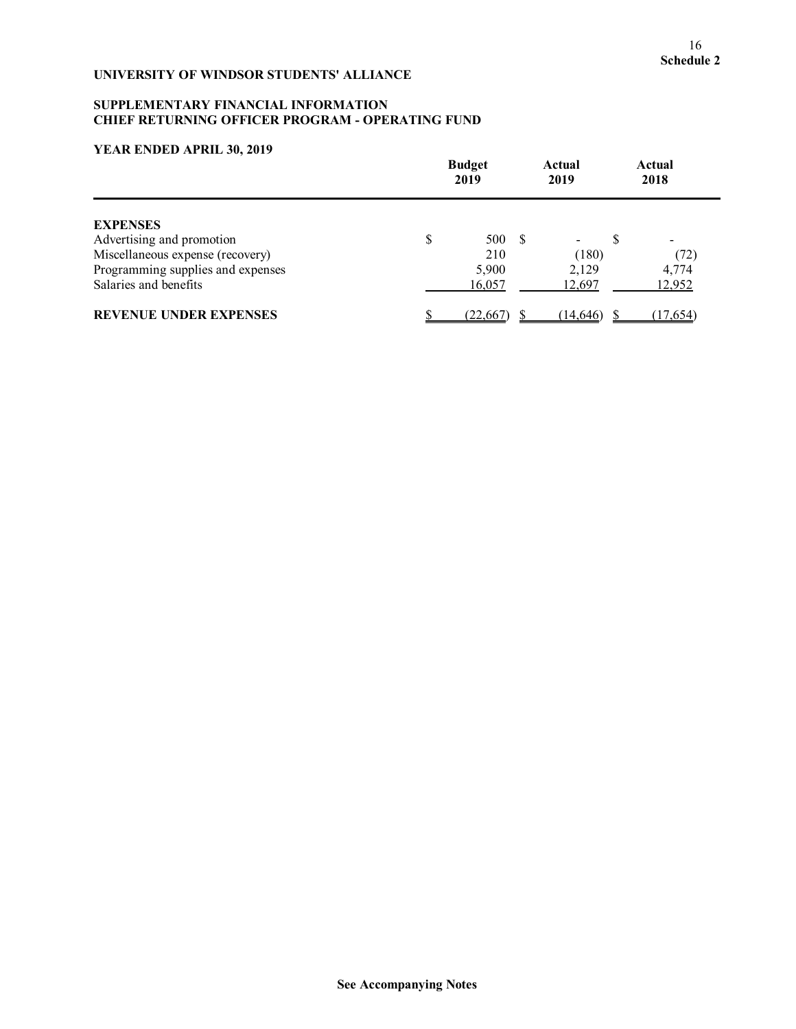**Schedule 2**

**UNIVERSITY OF WINDSOR STUDENTS' ALLIANCE**

**SUPPLEMENTARY FINANCIAL INFORMATION**
**CHIEF RETURNING OFFICER PROGRAM - OPERATING FUND**

**YEAR ENDED APRIL 30, 2019**

| | Budget 2019 | Actual 2019 | Actual 2018 |
|---|---|---|---|
| **EXPENSES** | | | |
| Advertising and promotion | $ 500 | $ - | $ - |
| Miscellaneous expense (recovery) | 210 | (180) | (72) |
| Programming supplies and expenses | 5,900 | 2,129 | 4,774 |
| Salaries and benefits | 16,057 | 12,697 | 12,952 |
| **REVENUE UNDER EXPENSES** | $ (22,667) | $ (14,646) | $ (17,654) |

**See Accompanying Notes**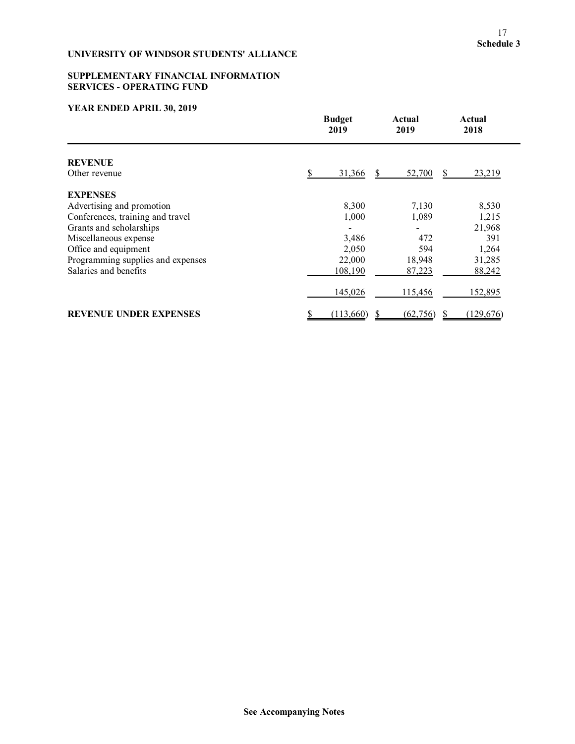**Schedule 3**

**UNIVERSITY OF WINDSOR STUDENTS' ALLIANCE**

**SUPPLEMENTARY FINANCIAL INFORMATION**
**SERVICES - OPERATING FUND**

**YEAR ENDED APRIL 30, 2019**

| | Budget 2019 | Actual 2019 | Actual 2018 |
|---|---|---|---|
| **REVENUE** | | | |
| Other revenue | $ 31,366 | $ 52,700 | $ 23,219 |
| **EXPENSES** | | | |
| Advertising and promotion | 8,300 | 7,130 | 8,530 |
| Conferences, training and travel | 1,000 | 1,089 | 1,215 |
| Grants and scholarships | - | - | 21,968 |
| Miscellaneous expense | 3,486 | 472 | 391 |
| Office and equipment | 2,050 | 594 | 1,264 |
| Programming supplies and expenses | 22,000 | 18,948 | 31,285 |
| Salaries and benefits | 108,190 | 87,223 | 88,242 |
| | 145,026 | 115,456 | 152,895 |
| **REVENUE UNDER EXPENSES** | $ (113,660) | $ (62,756) | $ (129,676) |

**See Accompanying Notes**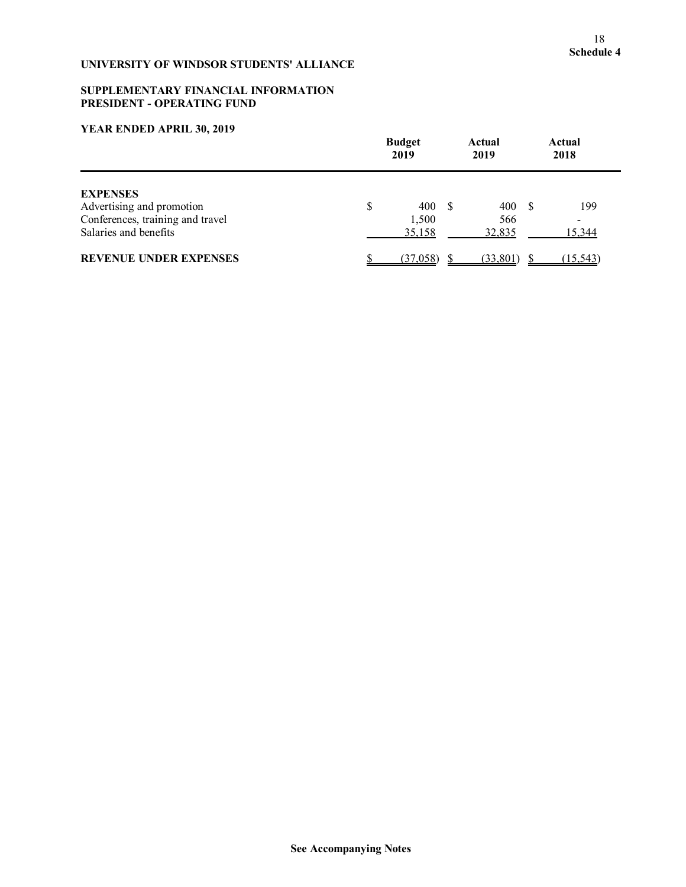**Schedule 4**

**UNIVERSITY OF WINDSOR STUDENTS' ALLIANCE**

**SUPPLEMENTARY FINANCIAL INFORMATION**
**PRESIDENT - OPERATING FUND**

**YEAR ENDED APRIL 30, 2019**

| | Budget 2019 | Actual 2019 | Actual 2018 |
|---|---|---|---|
| **EXPENSES** | | | |
| Advertising and promotion | $ 400 | $ 400 | $ 199 |
| Conferences, training and travel | 1,500 | 566 | - |
| Salaries and benefits | 35,158 | 32,835 | 15,344 |
| **REVENUE UNDER EXPENSES** | $ (37,058) | $ (33,801) | $ (15,543) |

**See Accompanying Notes**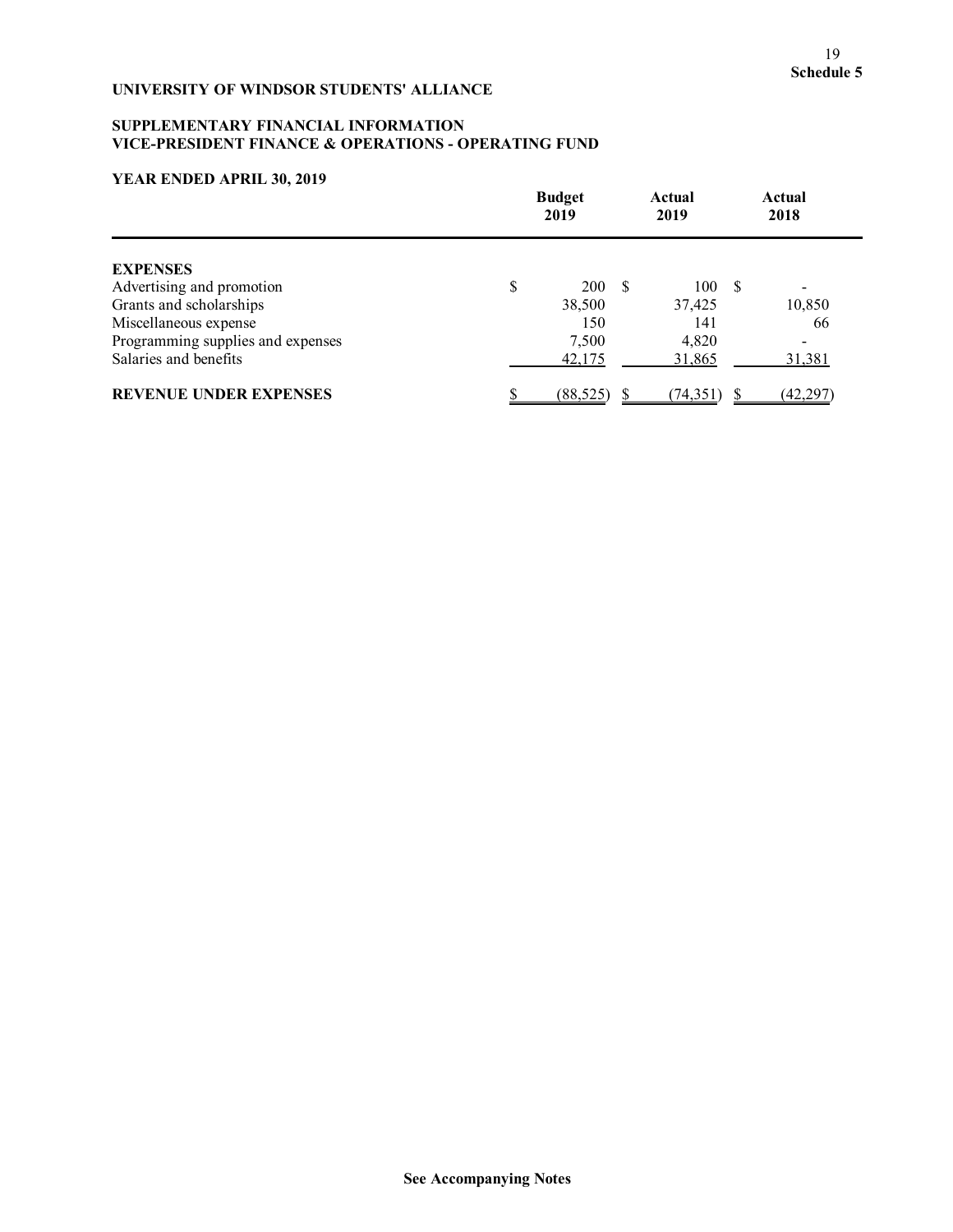**Schedule 5**

**UNIVERSITY OF WINDSOR STUDENTS' ALLIANCE**

**SUPPLEMENTARY FINANCIAL INFORMATION**
**VICE-PRESIDENT FINANCE & OPERATIONS - OPERATING FUND**

**YEAR ENDED APRIL 30, 2019**

| | Budget 2019 | Actual 2019 | Actual 2018 |
|---|---|---|---|
| **EXPENSES** | | | |
| Advertising and promotion | $ 200 | $ 100 | $ - |
| Grants and scholarships | 38,500 | 37,425 | 10,850 |
| Miscellaneous expense | 150 | 141 | 66 |
| Programming supplies and expenses | 7,500 | 4,820 | - |
| Salaries and benefits | 42,175 | 31,865 | 31,381 |
| **REVENUE UNDER EXPENSES** | $ (88,525) | $ (74,351) | $ (42,297) |

**See Accompanying Notes**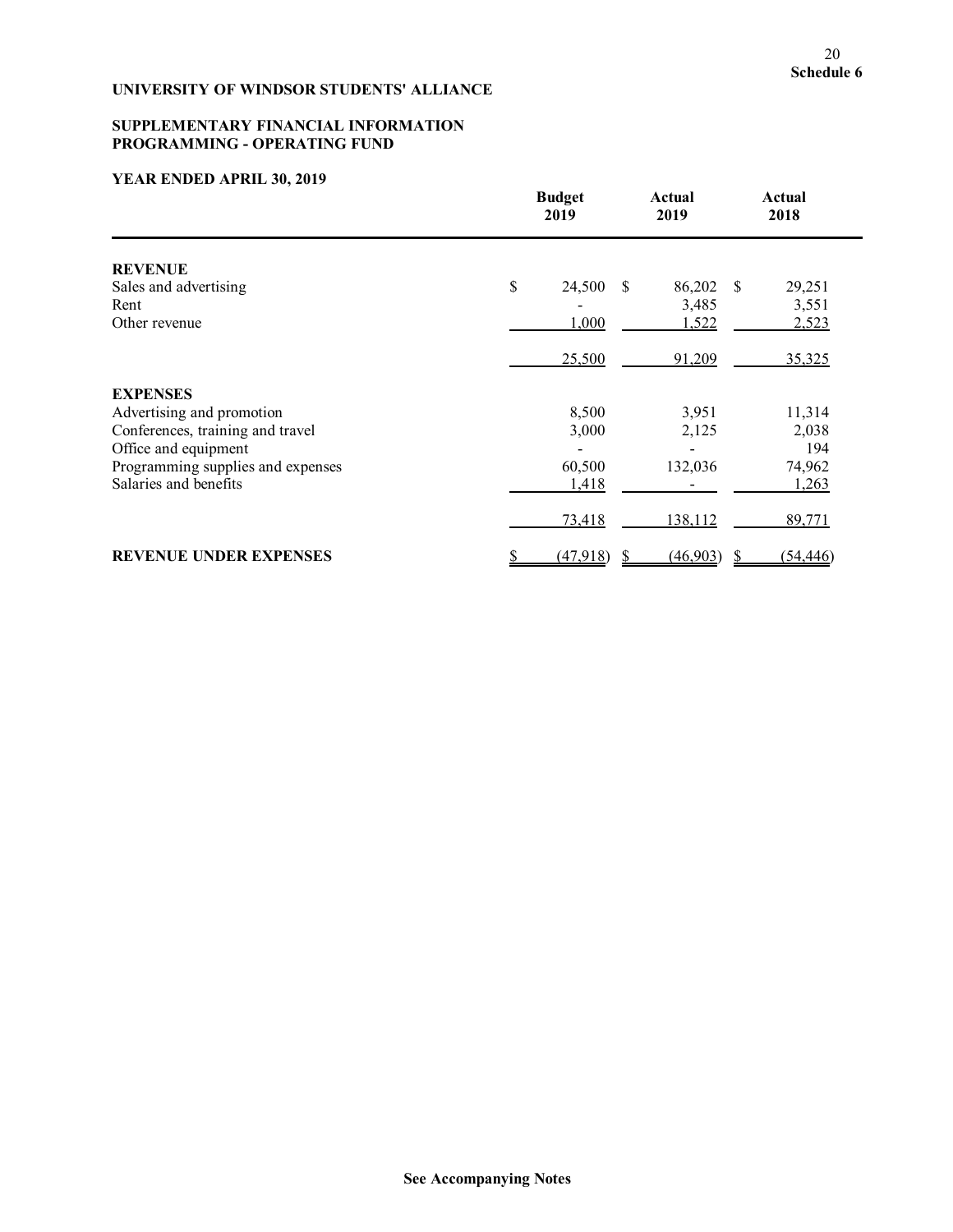**Schedule 6**

**UNIVERSITY OF WINDSOR STUDENTS' ALLIANCE**

**SUPPLEMENTARY FINANCIAL INFORMATION**
**PROGRAMMING - OPERATING FUND**

**YEAR ENDED APRIL 30, 2019**

| | Budget 2019 | Actual 2019 | Actual 2018 |
|---|---|---|---|
| **REVENUE** | | | |
| Sales and advertising | $ 24,500 | $ 86,202 | $ 29,251 |
| Rent | - | 3,485 | 3,551 |
| Other revenue | 1,000 | 1,522 | 2,523 |
| | 25,500 | 91,209 | 35,325 |
| **EXPENSES** | | | |
| Advertising and promotion | 8,500 | 3,951 | 11,314 |
| Conferences, training and travel | 3,000 | 2,125 | 2,038 |
| Office and equipment | - | - | 194 |
| Programming supplies and expenses | 60,500 | 132,036 | 74,962 |
| Salaries and benefits | 1,418 | - | 1,263 |
| | 73,418 | 138,112 | 89,771 |
| **REVENUE UNDER EXPENSES** | $ (47,918) | $ (46,903) | $ (54,446) |

**See Accompanying Notes**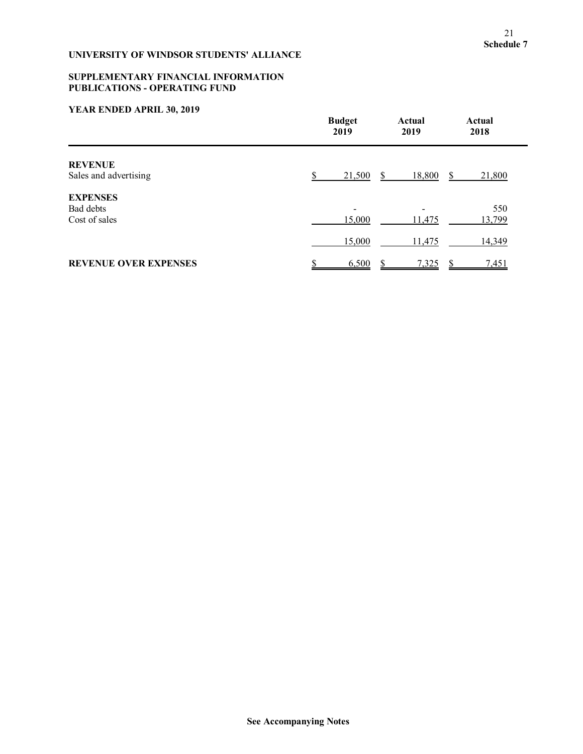**Schedule 7**

**UNIVERSITY OF WINDSOR STUDENTS' ALLIANCE**

**SUPPLEMENTARY FINANCIAL INFORMATION**
**PUBLICATIONS - OPERATING FUND**

**YEAR ENDED APRIL 30, 2019**

| | Budget 2019 | Actual 2019 | Actual 2018 |
|---|---|---|---|
| **REVENUE** | | | |
| Sales and advertising | $ 21,500 | $ 18,800 | $ 21,800 |
| **EXPENSES** | | | |
| Bad debts | - | - | 550 |
| Cost of sales | 15,000 | 11,475 | 13,799 |
| | 15,000 | 11,475 | 14,349 |
| **REVENUE OVER EXPENSES** | $ 6,500 | $ 7,325 | $ 7,451 |

**See Accompanying Notes**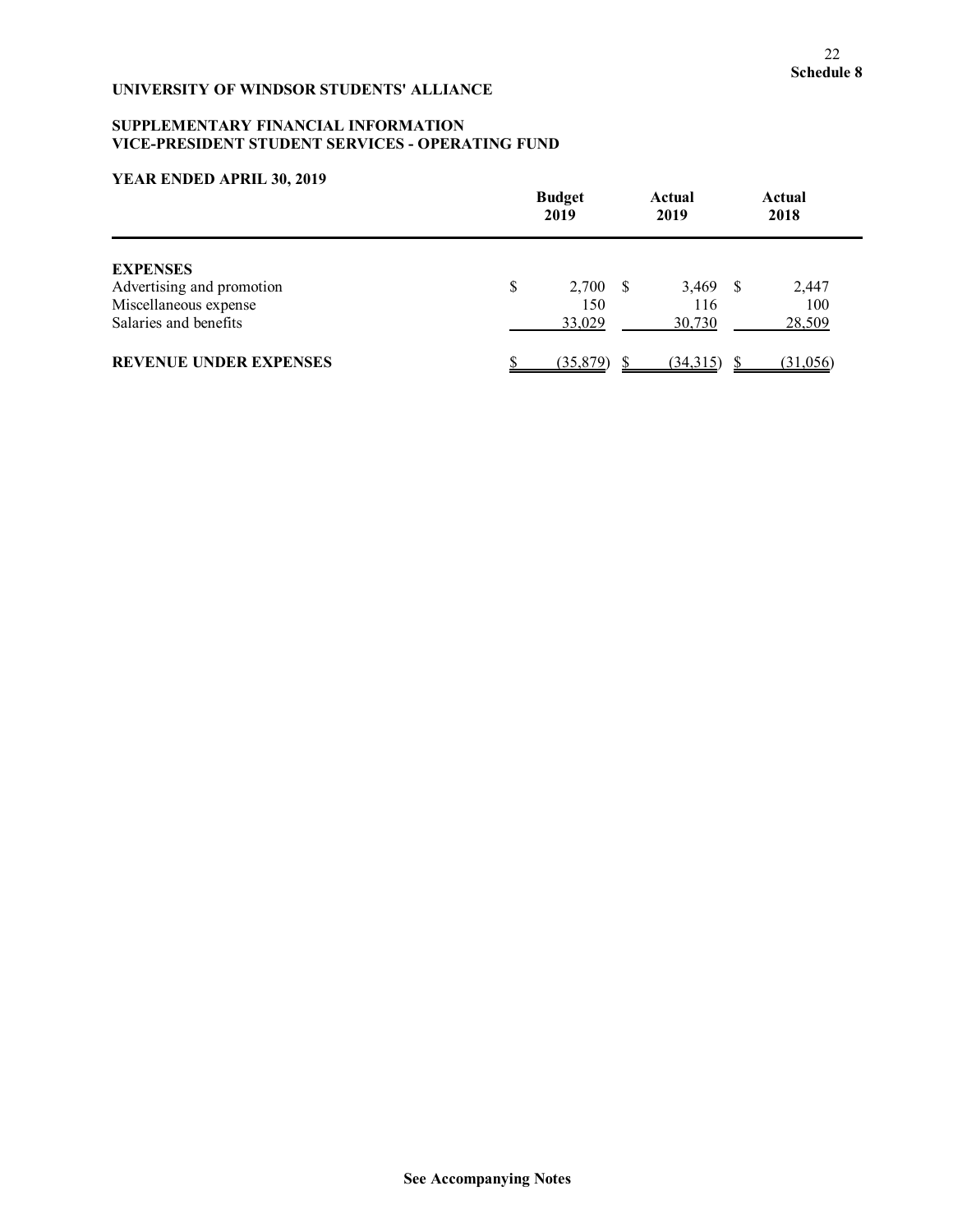**Schedule 8**

**UNIVERSITY OF WINDSOR STUDENTS' ALLIANCE**

**SUPPLEMENTARY FINANCIAL INFORMATION**
**VICE-PRESIDENT STUDENT SERVICES - OPERATING FUND**

**YEAR ENDED APRIL 30, 2019**

| | Budget 2019 | Actual 2019 | Actual 2018 |
|---|---|---|---|
| **EXPENSES** | | | |
| Advertising and promotion | $ 2,700 | $ 3,469 | $ 2,447 |
| Miscellaneous expense | 150 | 116 | 100 |
| Salaries and benefits | 33,029 | 30,730 | 28,509 |
| **REVENUE UNDER EXPENSES** | $ (35,879) | $ (34,315) | $ (31,056) |

**See Accompanying Notes**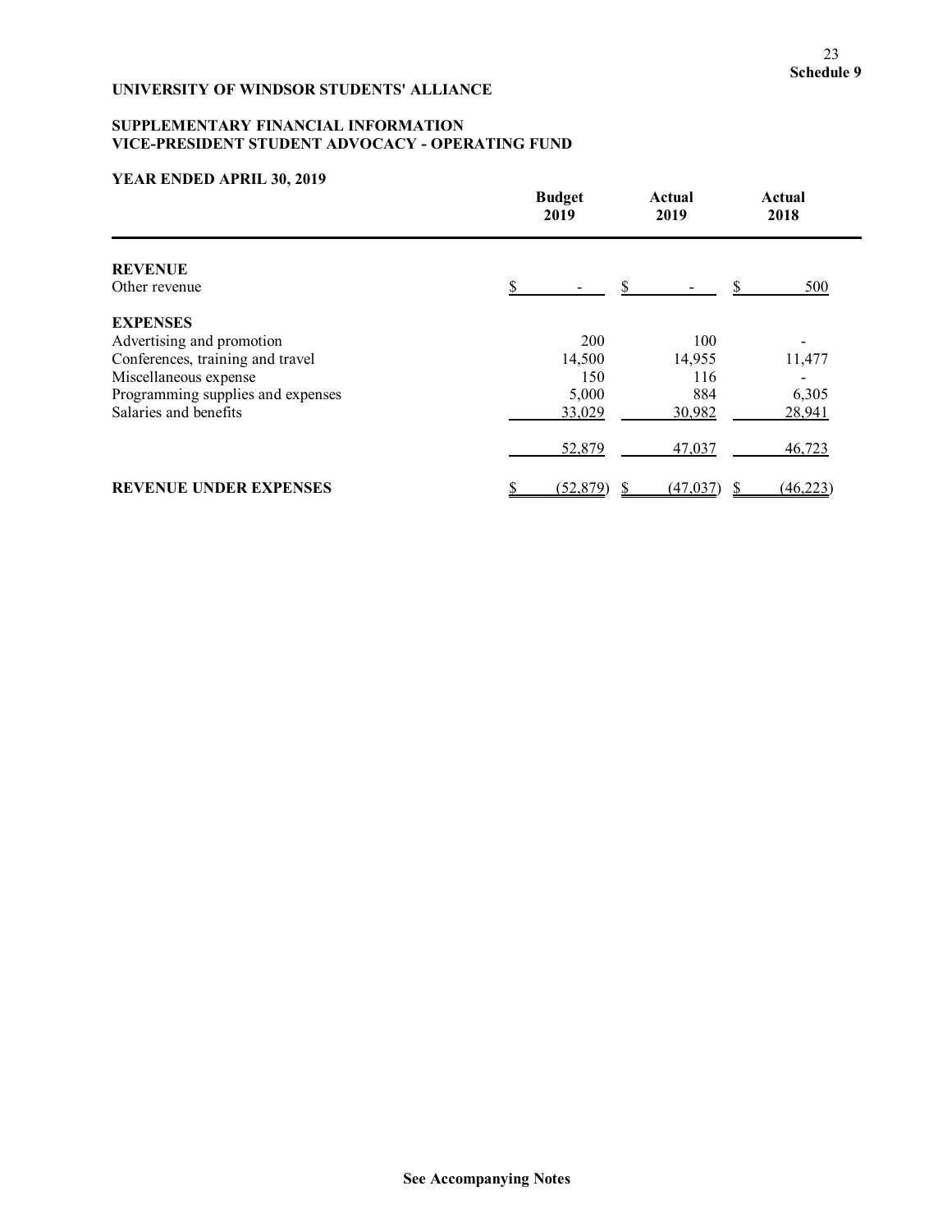**Schedule 9**

**UNIVERSITY OF WINDSOR STUDENTS' ALLIANCE**

**SUPPLEMENTARY FINANCIAL INFORMATION**
**VICE-PRESIDENT STUDENT ADVOCACY - OPERATING FUND**

**YEAR ENDED APRIL 30, 2019**

| | Budget 2019 | Actual 2019 | Actual 2018 |
|---|---|---|---|
| **REVENUE** | | | |
| Other revenue | $ - | $ - | $ 500 |
| **EXPENSES** | | | |
| Advertising and promotion | 200 | 100 | - |
| Conferences, training and travel | 14,500 | 14,955 | 11,477 |
| Miscellaneous expense | 150 | 116 | - |
| Programming supplies and expenses | 5,000 | 884 | 6,305 |
| Salaries and benefits | 33,029 | 30,982 | 28,941 |
| | 52,879 | 47,037 | 46,723 |
| **REVENUE UNDER EXPENSES** | $ (52,879) | $ (47,037) | $ (46,223) |

**See Accompanying Notes**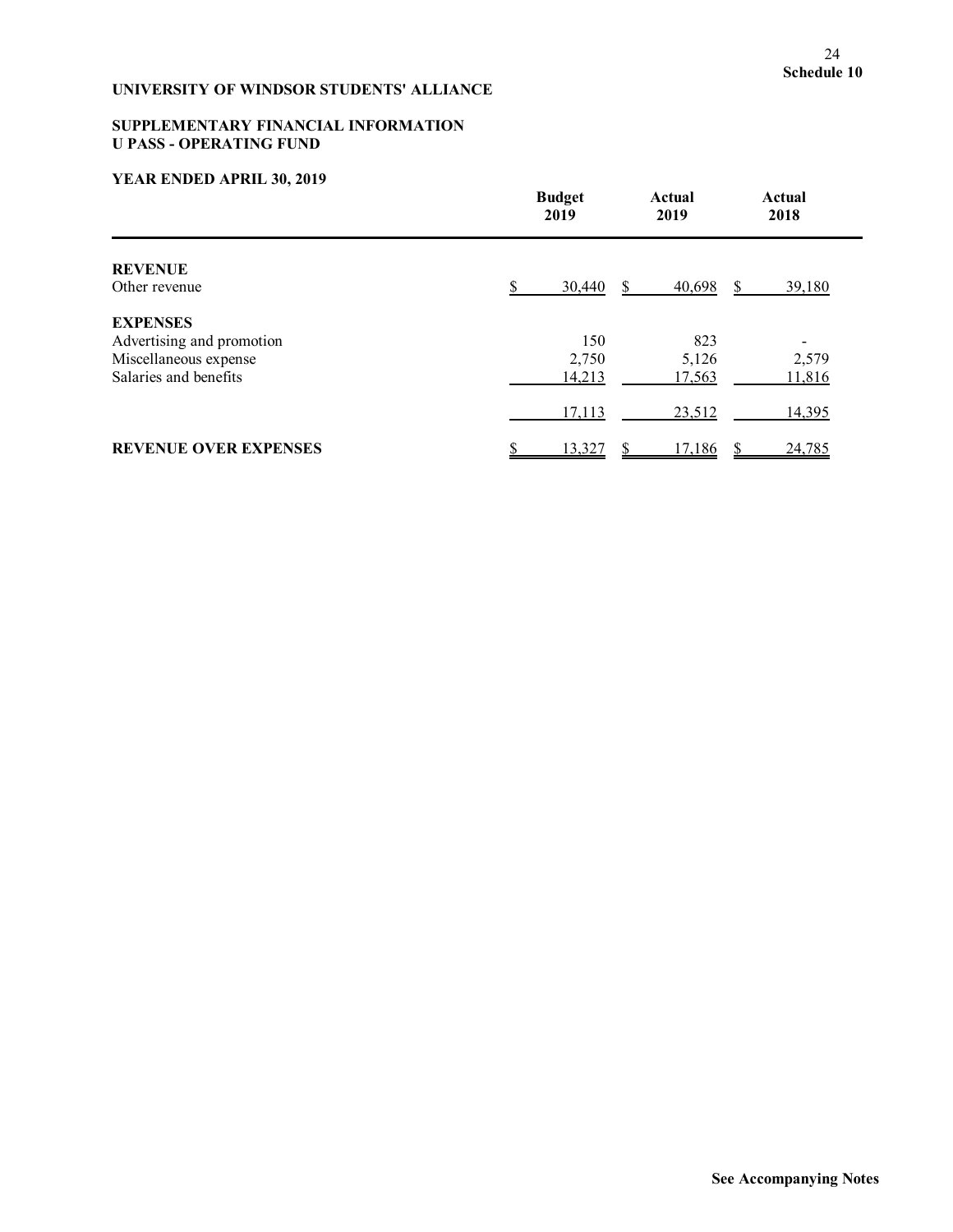**Schedule 10**

**UNIVERSITY OF WINDSOR STUDENTS' ALLIANCE**

**SUPPLEMENTARY FINANCIAL INFORMATION**
**U PASS - OPERATING FUND**

**YEAR ENDED APRIL 30, 2019**

| | Budget 2019 | Actual 2019 | Actual 2018 |
|---|---|---|---|
| **REVENUE** | | | |
| Other revenue | $ 30,440 | $ 40,698 | $ 39,180 |
| **EXPENSES** | | | |
| Advertising and promotion | 150 | 823 | - |
| Miscellaneous expense | 2,750 | 5,126 | 2,579 |
| Salaries and benefits | 14,213 | 17,563 | 11,816 |
| | 17,113 | 23,512 | 14,395 |
| **REVENUE OVER EXPENSES** | $ 13,327 | $ 17,186 | $ 24,785 |

**See Accompanying Notes**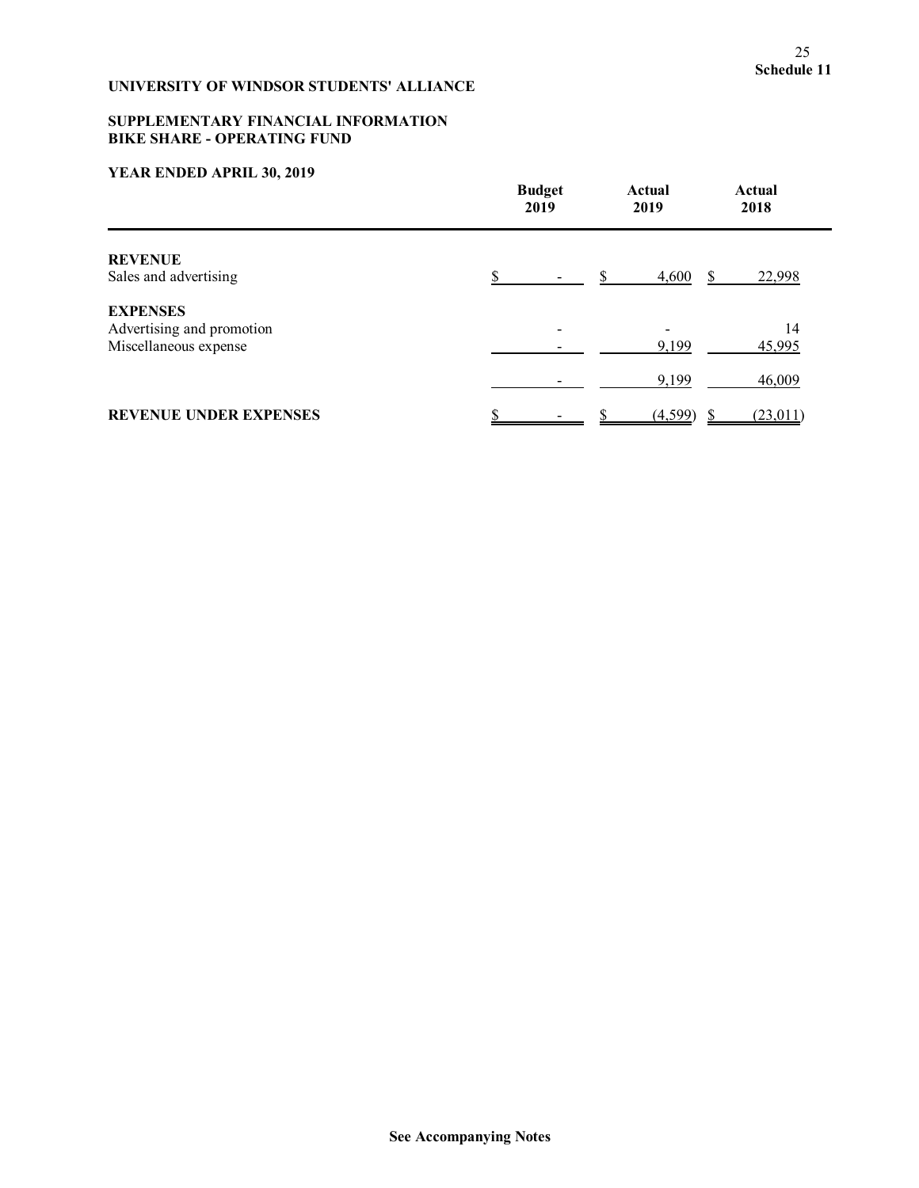**Schedule 11**

**UNIVERSITY OF WINDSOR STUDENTS' ALLIANCE**

**SUPPLEMENTARY FINANCIAL INFORMATION**
**BIKE SHARE - OPERATING FUND**

**YEAR ENDED APRIL 30, 2019**

| | Budget 2019 | Actual 2019 | Actual 2018 |
|---|---|---|---|
| **REVENUE** | | | |
| Sales and advertising | $ - | $ 4,600 | $ 22,998 |
| **EXPENSES** | | | |
| Advertising and promotion | - | - | 14 |
| Miscellaneous expense | - | 9,199 | 45,995 |
| | - | 9,199 | 46,009 |
| **REVENUE UNDER EXPENSES** | $ - | $ (4,599) | $ (23,011) |

**See Accompanying Notes**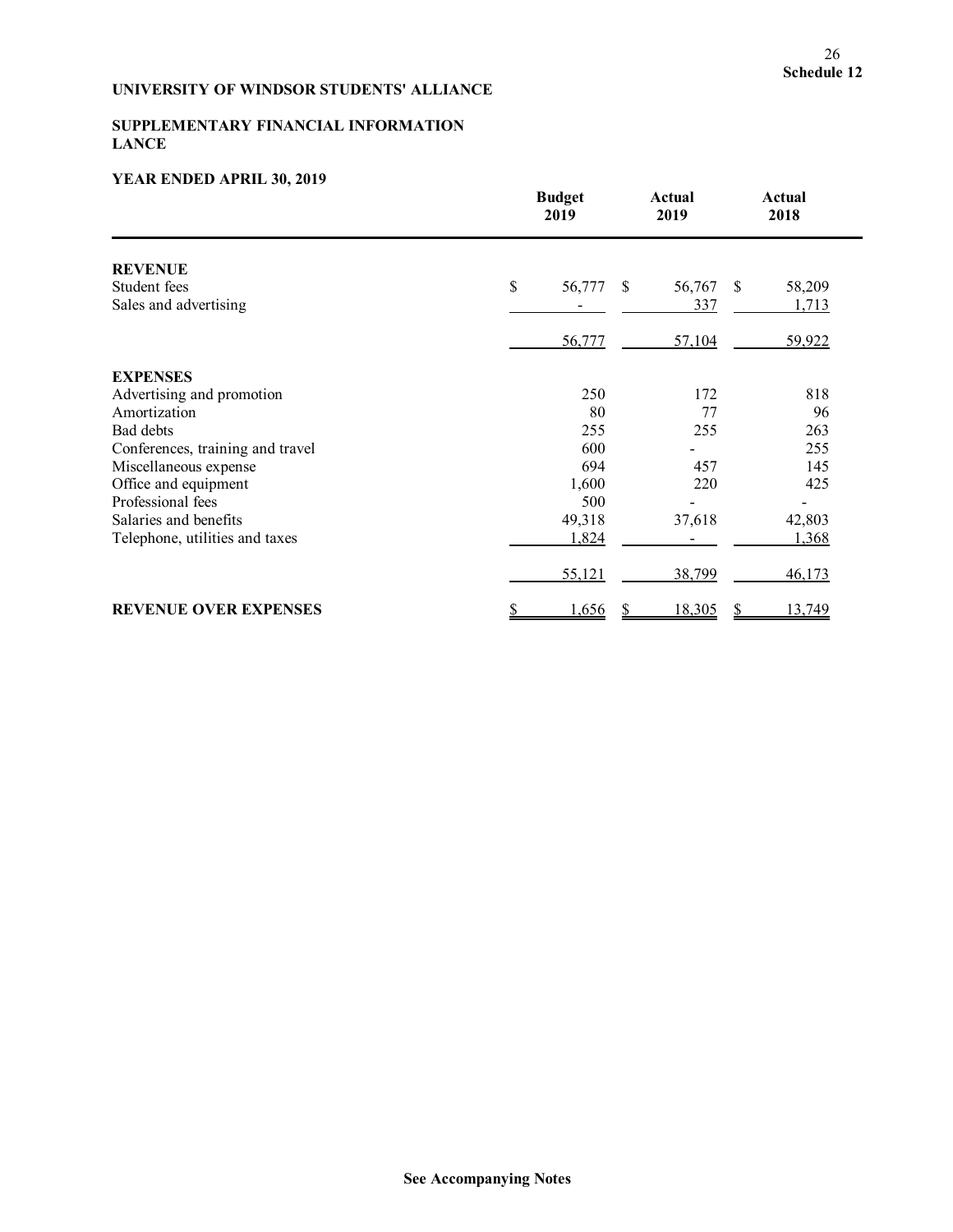**Schedule 12**

**UNIVERSITY OF WINDSOR STUDENTS' ALLIANCE**

**SUPPLEMENTARY FINANCIAL INFORMATION**
**LANCE**

**YEAR ENDED APRIL 30, 2019**

| | Budget 2019 | Actual 2019 | Actual 2018 |
|---|---|---|---|
| **REVENUE** | | | |
| Student fees | $ 56,777 | $ 56,767 | $ 58,209 |
| Sales and advertising | - | 337 | 1,713 |
| | 56,777 | 57,104 | 59,922 |
| **EXPENSES** | | | |
| Advertising and promotion | 250 | 172 | 818 |
| Amortization | 80 | 77 | 96 |
| Bad debts | 255 | 255 | 263 |
| Conferences, training and travel | 600 | - | 255 |
| Miscellaneous expense | 694 | 457 | 145 |
| Office and equipment | 1,600 | 220 | 425 |
| Professional fees | 500 | - | - |
| Salaries and benefits | 49,318 | 37,618 | 42,803 |
| Telephone, utilities and taxes | 1,824 | - | 1,368 |
| | 55,121 | 38,799 | 46,173 |
| **REVENUE OVER EXPENSES** | $ 1,656 | $ 18,305 | $ 13,749 |

**See Accompanying Notes**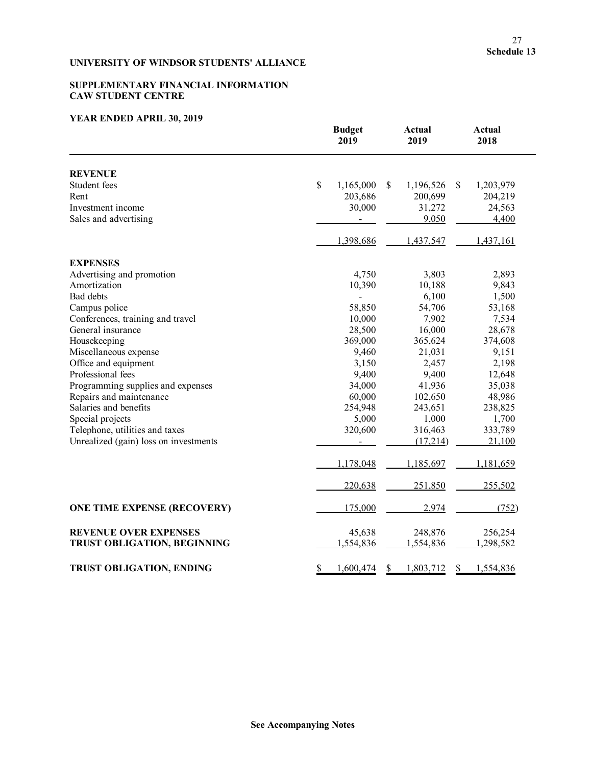**Schedule 13**

**UNIVERSITY OF WINDSOR STUDENTS' ALLIANCE**

**SUPPLEMENTARY FINANCIAL INFORMATION**
**CAW STUDENT CENTRE**

**YEAR ENDED APRIL 30, 2019**

| | Budget 2019 | Actual 2019 | Actual 2018 |
|---|---|---|---|
| **REVENUE** | | | |
| Student fees | $ 1,165,000 | $ 1,196,526 | $ 1,203,979 |
| Rent | 203,686 | 200,699 | 204,219 |
| Investment income | 30,000 | 31,272 | 24,563 |
| Sales and advertising | - | 9,050 | 4,400 |
| | 1,398,686 | 1,437,547 | 1,437,161 |
| **EXPENSES** | | | |
| Advertising and promotion | 4,750 | 3,803 | 2,893 |
| Amortization | 10,390 | 10,188 | 9,843 |
| Bad debts | - | 6,100 | 1,500 |
| Campus police | 58,850 | 54,706 | 53,168 |
| Conferences, training and travel | 10,000 | 7,902 | 7,534 |
| General insurance | 28,500 | 16,000 | 28,678 |
| Housekeeping | 369,000 | 365,624 | 374,608 |
| Miscellaneous expense | 9,460 | 21,031 | 9,151 |
| Office and equipment | 3,150 | 2,457 | 2,198 |
| Professional fees | 9,400 | 9,400 | 12,648 |
| Programming supplies and expenses | 34,000 | 41,936 | 35,038 |
| Repairs and maintenance | 60,000 | 102,650 | 48,986 |
| Salaries and benefits | 254,948 | 243,651 | 238,825 |
| Special projects | 5,000 | 1,000 | 1,700 |
| Telephone, utilities and taxes | 320,600 | 316,463 | 333,789 |
| Unrealized (gain) loss on investments | - | (17,214) | 21,100 |
| | 1,178,048 | 1,185,697 | 1,181,659 |
| | 220,638 | 251,850 | 255,502 |
| **ONE TIME EXPENSE (RECOVERY)** | 175,000 | 2,974 | (752) |
| **REVENUE OVER EXPENSES** | 45,638 | 248,876 | 256,254 |
| **TRUST OBLIGATION, BEGINNING** | 1,554,836 | 1,554,836 | 1,298,582 |
| **TRUST OBLIGATION, ENDING** | $ 1,600,474 | $ 1,803,712 | $ 1,554,836 |

**See Accompanying Notes**